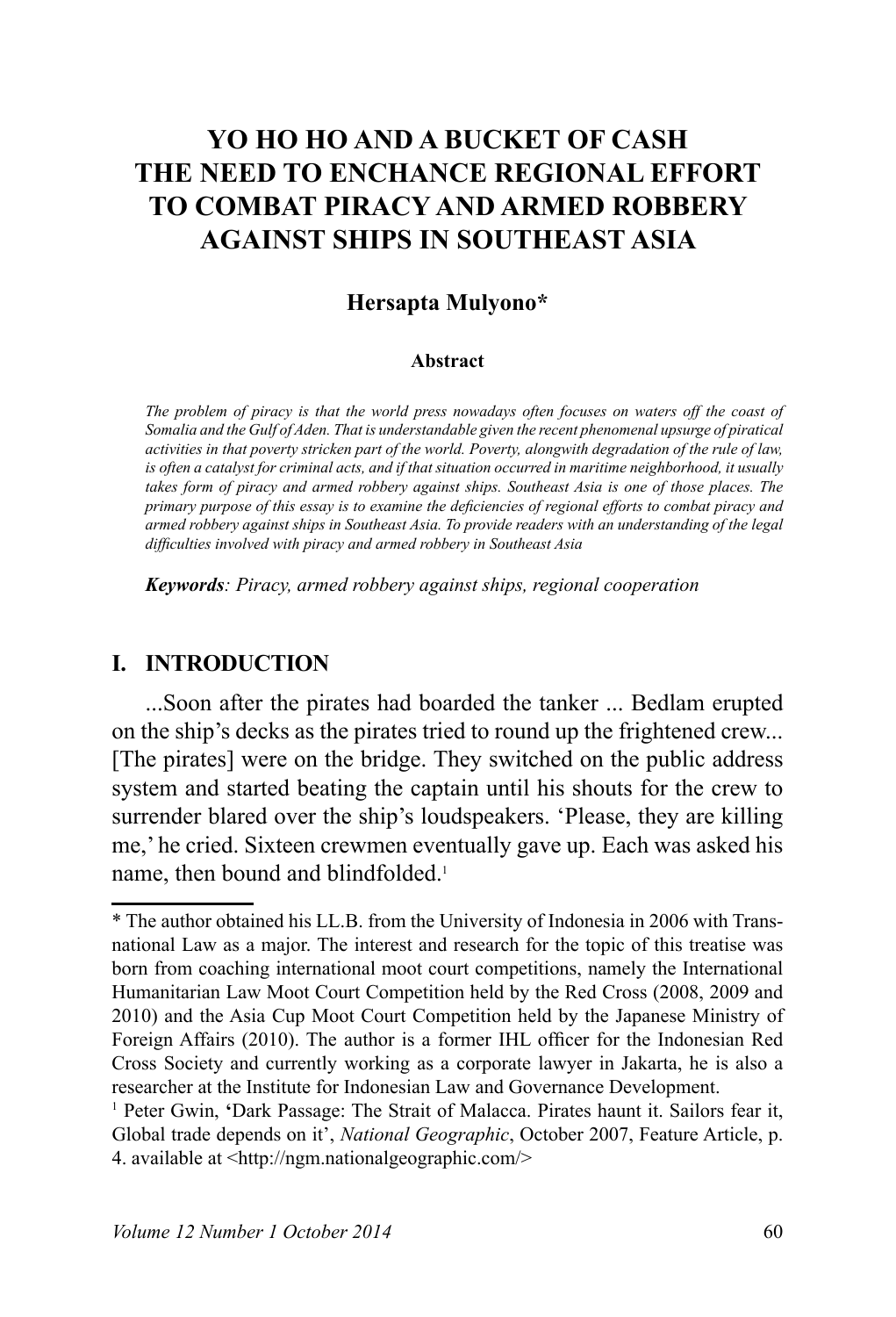# YO HO HO AND A BUCKET OF CASH THE NEED TO ENCHANCE REGIONAL EFFORT TO COMBAT PIRACY AND ARMED ROBBERY AGAINST SHIPS IN SOUTHEAST ASIA

**Hersapta Mulyono***

**Abstract**

*The problem of piracy is that the world press nowadays often focuses on waters off the coast of Somalia and the Gulf of Aden. That is understandable given the recent phenomenal upsurge of piratical activities in that poverty stricken part of the world. Poverty, alongwith degradation of the rule of law, is often a catalyst for criminal acts, and if that situation occurred in maritime neighborhood, it usually takes form of piracy and armed robbery against ships. Southeast Asia is one of those places. The primary purpose of this essay is to examine the deficiencies of regional efforts to combat piracy and armed robbery against ships in Southeast Asia. To provide readers with an understanding of the legal difficulties involved with piracy and armed robbery in Southeast Asia*

***Keywords**: Piracy, armed robbery against ships, regional cooperation*

## I. INTRODUCTION

...Soon after the pirates had boarded the tanker ... Bedlam erupted on the ship's decks as the pirates tried to round up the frightened crew... [The pirates] were on the bridge. They switched on the public address system and started beating the captain until his shouts for the crew to surrender blared over the ship's loudspeakers. 'Please, they are killing me,' he cried. Sixteen crewmen eventually gave up. Each was asked his name, then bound and blindfolded.[1]

---

* The author obtained his LL.B. from the University of Indonesia in 2006 with Transnational Law as a major. The interest and research for the topic of this treatise was born from coaching international moot court competitions, namely the International Humanitarian Law Moot Court Competition held by the Red Cross (2008, 2009 and 2010) and the Asia Cup Moot Court Competition held by the Japanese Ministry of Foreign Affairs (2010). The author is a former IHL officer for the Indonesian Red Cross Society and currently working as a corporate lawyer in Jakarta, he is also a researcher at the Institute for Indonesian Law and Governance Development.

[1] Peter Gwin, 'Dark Passage: The Strait of Malacca. Pirates haunt it. Sailors fear it, Global trade depends on it', *National Geographic*, October 2007, Feature Article, p. 4. available at <http://ngm.nationalgeographic.com/>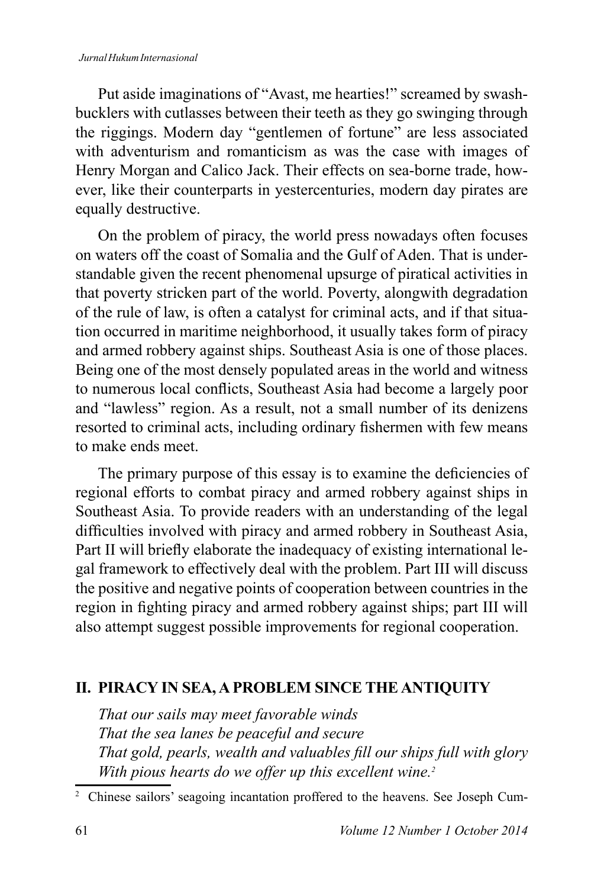Put aside imaginations of "Avast, me hearties!" screamed by swashbucklers with cutlasses between their teeth as they go swinging through the riggings. Modern day "gentlemen of fortune" are less associated with adventurism and romanticism as was the case with images of Henry Morgan and Calico Jack. Their effects on sea-borne trade, however, like their counterparts in yestercenturies, modern day pirates are equally destructive.

On the problem of piracy, the world press nowadays often focuses on waters off the coast of Somalia and the Gulf of Aden. That is understandable given the recent phenomenal upsurge of piratical activities in that poverty stricken part of the world. Poverty, alongwith degradation of the rule of law, is often a catalyst for criminal acts, and if that situation occurred in maritime neighborhood, it usually takes form of piracy and armed robbery against ships. Southeast Asia is one of those places. Being one of the most densely populated areas in the world and witness to numerous local conflicts, Southeast Asia had become a largely poor and "lawless" region. As a result, not a small number of its denizens resorted to criminal acts, including ordinary fishermen with few means to make ends meet.

The primary purpose of this essay is to examine the deficiencies of regional efforts to combat piracy and armed robbery against ships in Southeast Asia. To provide readers with an understanding of the legal difficulties involved with piracy and armed robbery in Southeast Asia, Part II will briefly elaborate the inadequacy of existing international legal framework to effectively deal with the problem. Part III will discuss the positive and negative points of cooperation between countries in the region in fighting piracy and armed robbery against ships; part III will also attempt suggest possible improvements for regional cooperation.

## II. PIRACY IN SEA, A PROBLEM SINCE THE ANTIQUITY

*That our sails may meet favorable winds*
*That the sea lanes be peaceful and secure*
*That gold, pearls, wealth and valuables fill our ships full with glory*
*With pious hearts do we offer up this excellent wine.*[2]

[2] Chinese sailors' seagoing incantation proffered to the heavens. See Joseph Cum-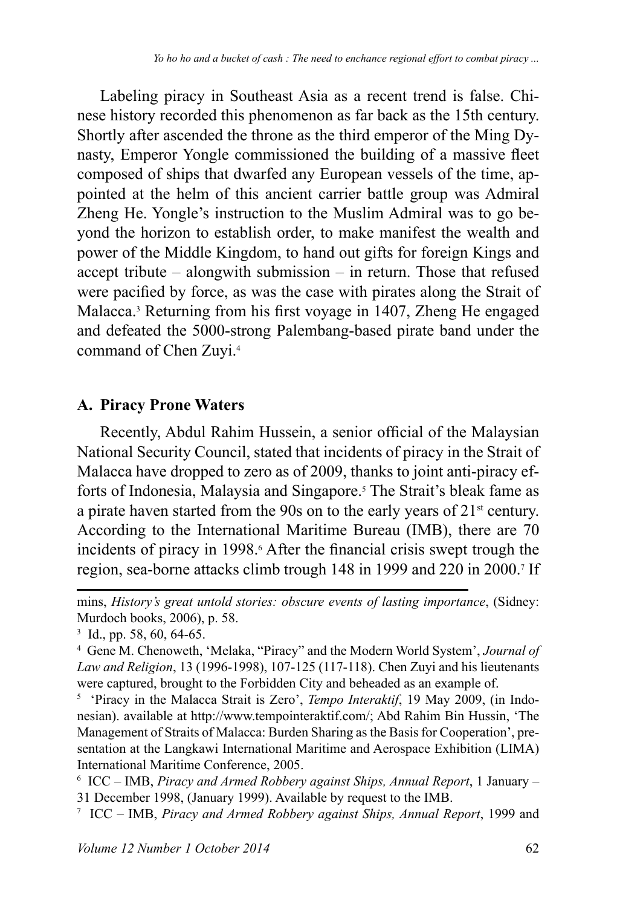Labeling piracy in Southeast Asia as a recent trend is false. Chinese history recorded this phenomenon as far back as the 15th century. Shortly after ascended the throne as the third emperor of the Ming Dynasty, Emperor Yongle commissioned the building of a massive fleet composed of ships that dwarfed any European vessels of the time, appointed at the helm of this ancient carrier battle group was Admiral Zheng He. Yongle's instruction to the Muslim Admiral was to go beyond the horizon to establish order, to make manifest the wealth and power of the Middle Kingdom, to hand out gifts for foreign Kings and accept tribute – alongwith submission – in return. Those that refused were pacified by force, as was the case with pirates along the Strait of Malacca.[3] Returning from his first voyage in 1407, Zheng He engaged and defeated the 5000-strong Palembang-based pirate band under the command of Chen Zuyi.[4]

## A. Piracy Prone Waters

Recently, Abdul Rahim Hussein, a senior official of the Malaysian National Security Council, stated that incidents of piracy in the Strait of Malacca have dropped to zero as of 2009, thanks to joint anti-piracy efforts of Indonesia, Malaysia and Singapore.[5] The Strait's bleak fame as a pirate haven started from the 90s on to the early years of 21st century. According to the International Maritime Bureau (IMB), there are 70 incidents of piracy in 1998.[6] After the financial crisis swept trough the region, sea-borne attacks climb trough 148 in 1999 and 220 in 2000.[7] If

---

mins, *History's great untold stories: obscure events of lasting importance*, (Sidney: Murdoch books, 2006), p. 58.

[3] Id., pp. 58, 60, 64-65.

[4] Gene M. Chenoweth, 'Melaka, "Piracy" and the Modern World System', *Journal of Law and Religion*, 13 (1996-1998), 107-125 (117-118). Chen Zuyi and his lieutenants were captured, brought to the Forbidden City and beheaded as an example of.

[5] 'Piracy in the Malacca Strait is Zero', *Tempo Interaktif*, 19 May 2009, (in Indonesian). available at http://www.tempointeraktif.com/; Abd Rahim Bin Hussin, 'The Management of Straits of Malacca: Burden Sharing as the Basis for Cooperation', presentation at the Langkawi International Maritime and Aerospace Exhibition (LIMA) International Maritime Conference, 2005.

[6] ICC – IMB, *Piracy and Armed Robbery against Ships, Annual Report*, 1 January – 31 December 1998, (January 1999). Available by request to the IMB.

[7] ICC – IMB, *Piracy and Armed Robbery against Ships, Annual Report*, 1999 and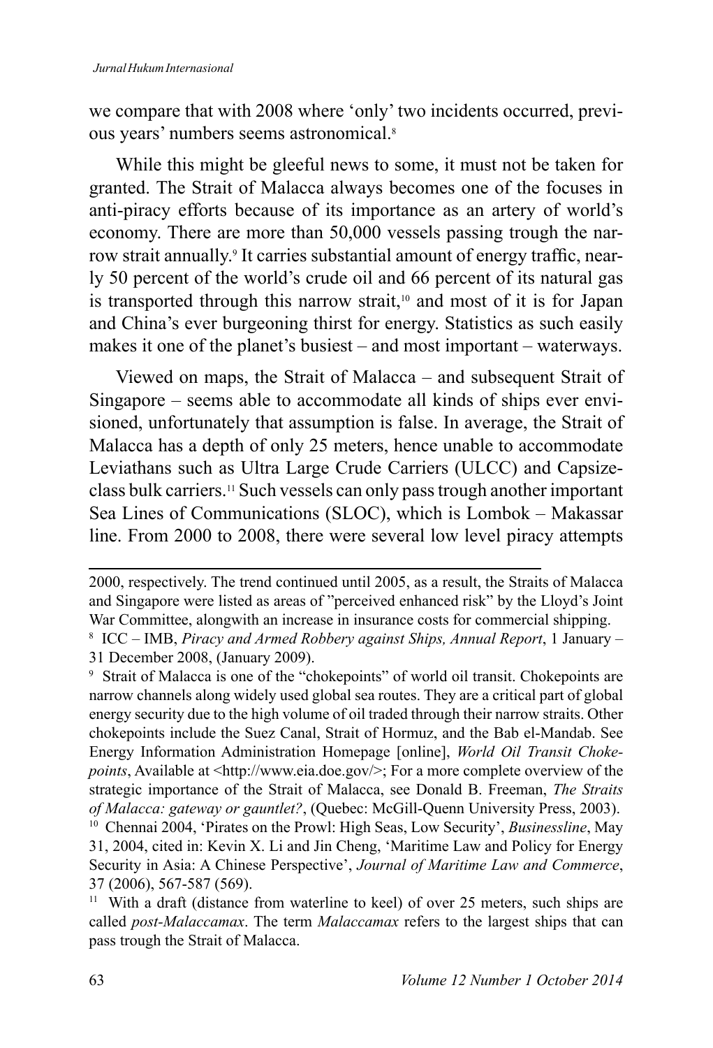we compare that with 2008 where 'only' two incidents occurred, previous years' numbers seems astronomical.[8]

While this might be gleeful news to some, it must not be taken for granted. The Strait of Malacca always becomes one of the focuses in anti-piracy efforts because of its importance as an artery of world's economy. There are more than 50,000 vessels passing trough the narrow strait annually.[9] It carries substantial amount of energy traffic, nearly 50 percent of the world's crude oil and 66 percent of its natural gas is transported through this narrow strait,[10] and most of it is for Japan and China's ever burgeoning thirst for energy. Statistics as such easily makes it one of the planet's busiest – and most important – waterways.

Viewed on maps, the Strait of Malacca – and subsequent Strait of Singapore – seems able to accommodate all kinds of ships ever envisioned, unfortunately that assumption is false. In average, the Strait of Malacca has a depth of only 25 meters, hence unable to accommodate Leviathans such as Ultra Large Crude Carriers (ULCC) and Capsize-class bulk carriers.[11] Such vessels can only pass trough another important Sea Lines of Communications (SLOC), which is Lombok – Makassar line. From 2000 to 2008, there were several low level piracy attempts

---

2000, respectively. The trend continued until 2005, as a result, the Straits of Malacca and Singapore were listed as areas of "perceived enhanced risk" by the Lloyd's Joint War Committee, alongwith an increase in insurance costs for commercial shipping.

[8] ICC – IMB, *Piracy and Armed Robbery against Ships, Annual Report*, 1 January – 31 December 2008, (January 2009).

[9] Strait of Malacca is one of the "chokepoints" of world oil transit. Chokepoints are narrow channels along widely used global sea routes. They are a critical part of global energy security due to the high volume of oil traded through their narrow straits. Other chokepoints include the Suez Canal, Strait of Hormuz, and the Bab el-Mandab. See Energy Information Administration Homepage [online], *World Oil Transit Chokepoints*, Available at <http://www.eia.doe.gov/>; For a more complete overview of the strategic importance of the Strait of Malacca, see Donald B. Freeman, *The Straits of Malacca: gateway or gauntlet?*, (Quebec: McGill-Quenn University Press, 2003).

[10] Chennai 2004, 'Pirates on the Prowl: High Seas, Low Security', *Businessline*, May 31, 2004, cited in: Kevin X. Li and Jin Cheng, 'Maritime Law and Policy for Energy Security in Asia: A Chinese Perspective', *Journal of Maritime Law and Commerce*, 37 (2006), 567-587 (569).

[11] With a draft (distance from waterline to keel) of over 25 meters, such ships are called *post-Malaccamax*. The term *Malaccamax* refers to the largest ships that can pass trough the Strait of Malacca.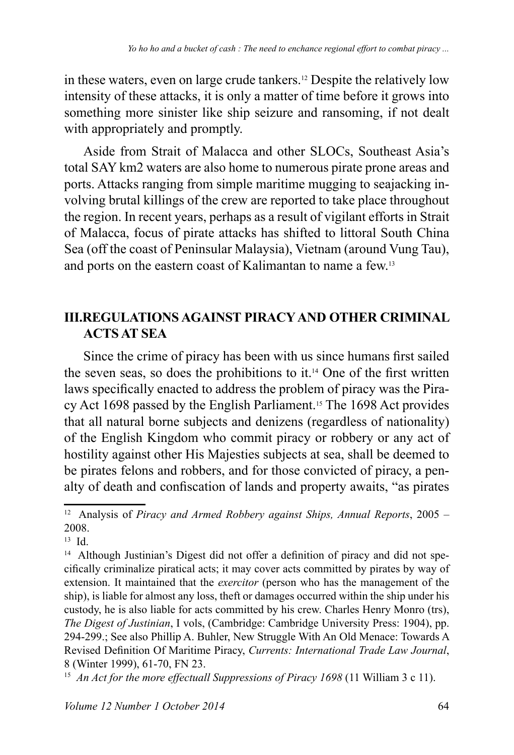in these waters, even on large crude tankers.[12] Despite the relatively low intensity of these attacks, it is only a matter of time before it grows into something more sinister like ship seizure and ransoming, if not dealt with appropriately and promptly.

Aside from Strait of Malacca and other SLOCs, Southeast Asia's total SAY km2 waters are also home to numerous pirate prone areas and ports. Attacks ranging from simple maritime mugging to seajacking involving brutal killings of the crew are reported to take place throughout the region. In recent years, perhaps as a result of vigilant efforts in Strait of Malacca, focus of pirate attacks has shifted to littoral South China Sea (off the coast of Peninsular Malaysia), Vietnam (around Vung Tau), and ports on the eastern coast of Kalimantan to name a few.[13]

## III.REGULATIONS AGAINST PIRACY AND OTHER CRIMINAL ACTS AT SEA

Since the crime of piracy has been with us since humans first sailed the seven seas, so does the prohibitions to it.[14] One of the first written laws specifically enacted to address the problem of piracy was the Piracy Act 1698 passed by the English Parliament.[15] The 1698 Act provides that all natural borne subjects and denizens (regardless of nationality) of the English Kingdom who commit piracy or robbery or any act of hostility against other His Majesties subjects at sea, shall be deemed to be pirates felons and robbers, and for those convicted of piracy, a penalty of death and confiscation of lands and property awaits, "as pirates

---

[12] Analysis of *Piracy and Armed Robbery against Ships, Annual Reports*, 2005 – 2008.

[13] Id.

[14] Although Justinian's Digest did not offer a definition of piracy and did not specifically criminalize piratical acts; it may cover acts committed by pirates by way of extension. It maintained that the *exercitor* (person who has the management of the ship), is liable for almost any loss, theft or damages occurred within the ship under his custody, he is also liable for acts committed by his crew. Charles Henry Monro (trs), *The Digest of Justinian*, I vols, (Cambridge: Cambridge University Press: 1904), pp. 294-299.; See also Phillip A. Buhler, New Struggle With An Old Menace: Towards A Revised Definition Of Maritime Piracy, *Currents: International Trade Law Journal*, 8 (Winter 1999), 61-70, FN 23.

[15] *An Act for the more effectuall Suppressions of Piracy 1698* (11 William 3 c 11).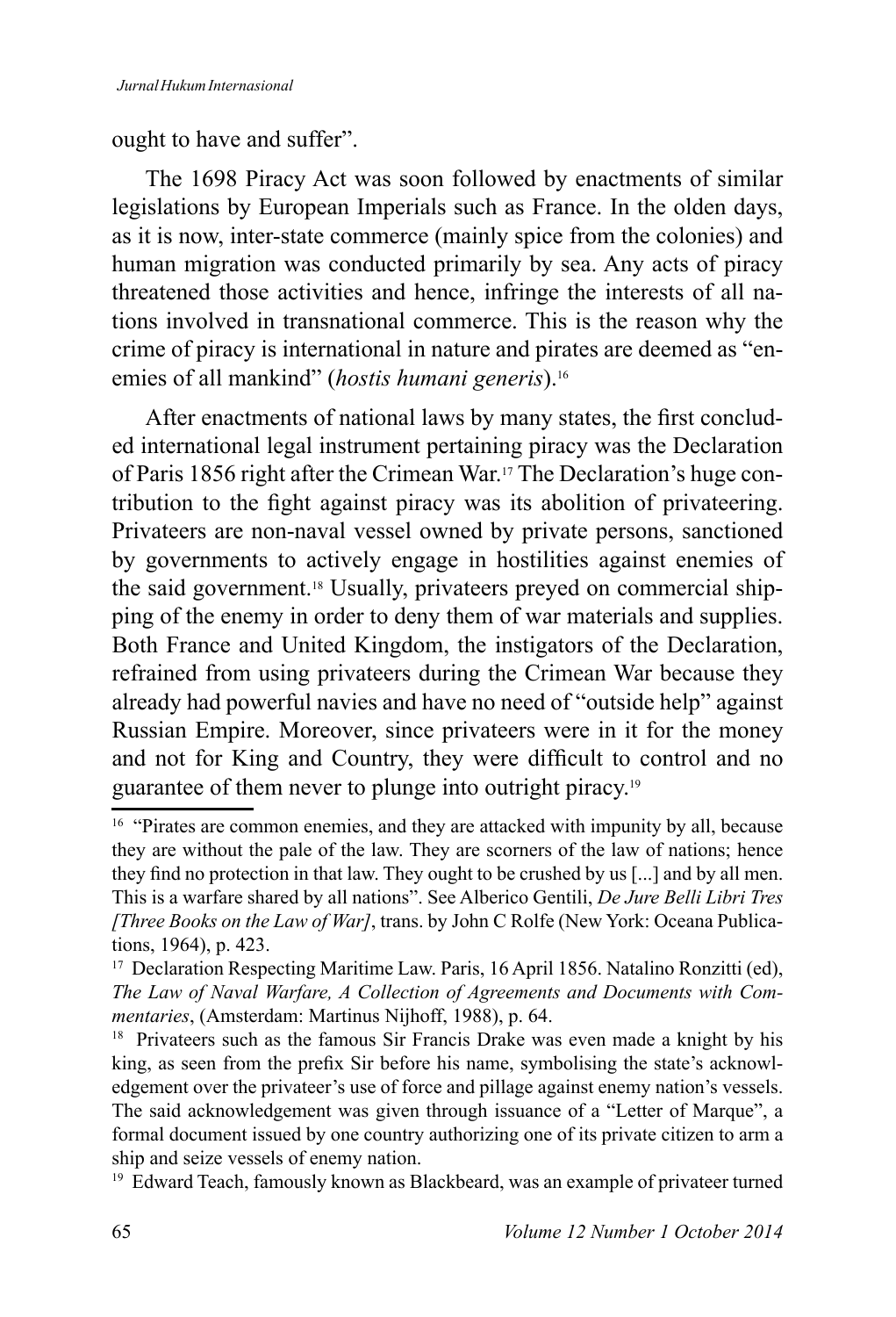ought to have and suffer".

The 1698 Piracy Act was soon followed by enactments of similar legislations by European Imperials such as France. In the olden days, as it is now, inter-state commerce (mainly spice from the colonies) and human migration was conducted primarily by sea. Any acts of piracy threatened those activities and hence, infringe the interests of all nations involved in transnational commerce. This is the reason why the crime of piracy is international in nature and pirates are deemed as "enemies of all mankind" (*hostis humani generis*).[16]

After enactments of national laws by many states, the first concluded international legal instrument pertaining piracy was the Declaration of Paris 1856 right after the Crimean War.[17] The Declaration's huge contribution to the fight against piracy was its abolition of privateering. Privateers are non-naval vessel owned by private persons, sanctioned by governments to actively engage in hostilities against enemies of the said government.[18] Usually, privateers preyed on commercial shipping of the enemy in order to deny them of war materials and supplies. Both France and United Kingdom, the instigators of the Declaration, refrained from using privateers during the Crimean War because they already had powerful navies and have no need of "outside help" against Russian Empire. Moreover, since privateers were in it for the money and not for King and Country, they were difficult to control and no guarantee of them never to plunge into outright piracy.[19]

---

[16] "Pirates are common enemies, and they are attacked with impunity by all, because they are without the pale of the law. They are scorners of the law of nations; hence they find no protection in that law. They ought to be crushed by us [...] and by all men. This is a warfare shared by all nations". See Alberico Gentili, *De Jure Belli Libri Tres [Three Books on the Law of War]*, trans. by John C Rolfe (New York: Oceana Publications, 1964), p. 423.

[17] Declaration Respecting Maritime Law. Paris, 16 April 1856. Natalino Ronzitti (ed), *The Law of Naval Warfare, A Collection of Agreements and Documents with Commentaries*, (Amsterdam: Martinus Nijhoff, 1988), p. 64.

[18] Privateers such as the famous Sir Francis Drake was even made a knight by his king, as seen from the prefix Sir before his name, symbolising the state's acknowledgement over the privateer's use of force and pillage against enemy nation's vessels. The said acknowledgement was given through issuance of a "Letter of Marque", a formal document issued by one country authorizing one of its private citizen to arm a ship and seize vessels of enemy nation.

[19] Edward Teach, famously known as Blackbeard, was an example of privateer turned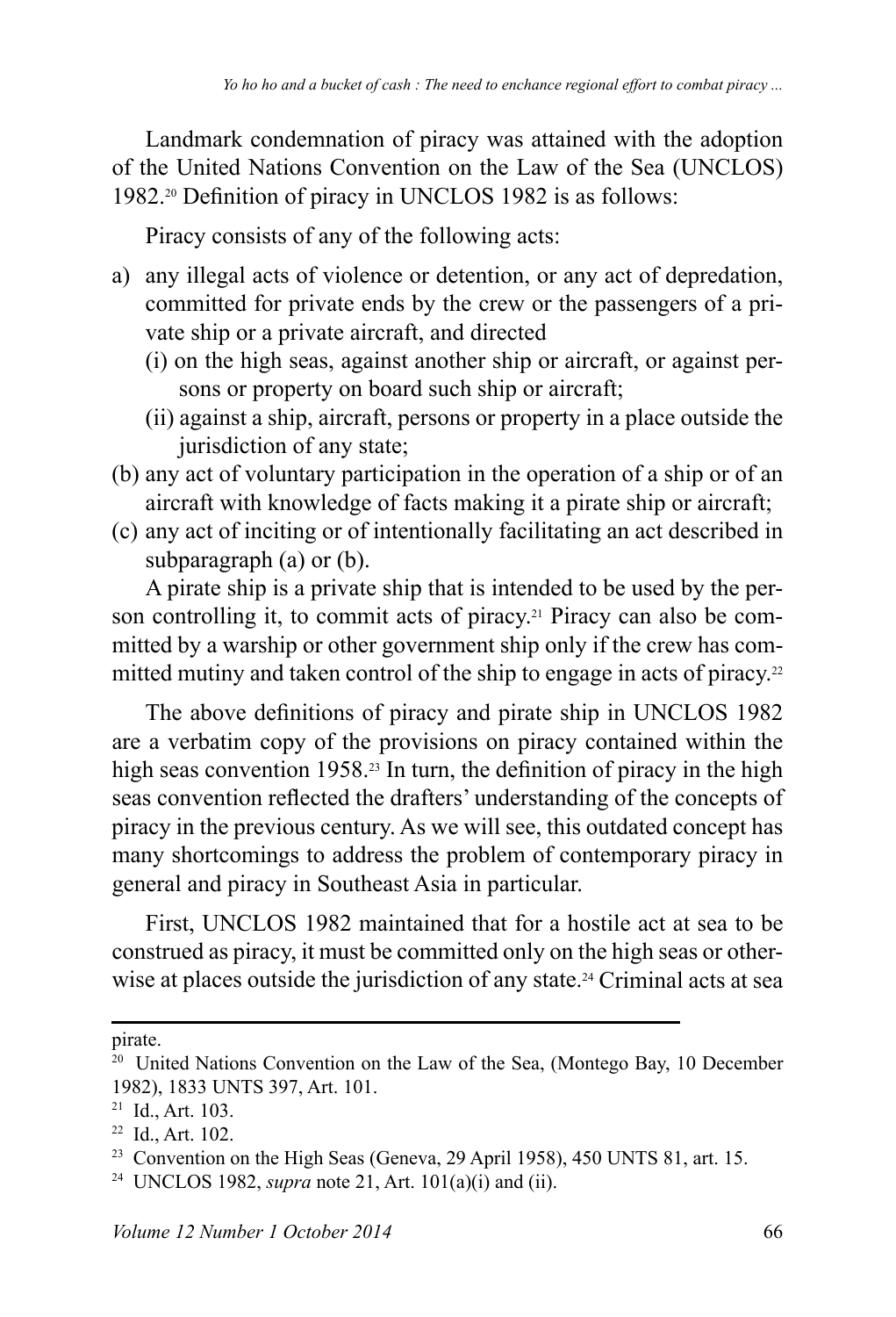Landmark condemnation of piracy was attained with the adoption of the United Nations Convention on the Law of the Sea (UNCLOS) 1982.[20] Definition of piracy in UNCLOS 1982 is as follows:

Piracy consists of any of the following acts:

a) any illegal acts of violence or detention, or any act of depredation, committed for private ends by the crew or the passengers of a private ship or a private aircraft, and directed
   (i) on the high seas, against another ship or aircraft, or against persons or property on board such ship or aircraft;
   (ii) against a ship, aircraft, persons or property in a place outside the jurisdiction of any state;

(b) any act of voluntary participation in the operation of a ship or of an aircraft with knowledge of facts making it a pirate ship or aircraft;

(c) any act of inciting or of intentionally facilitating an act described in subparagraph (a) or (b).

A pirate ship is a private ship that is intended to be used by the person controlling it, to commit acts of piracy.[21] Piracy can also be committed by a warship or other government ship only if the crew has committed mutiny and taken control of the ship to engage in acts of piracy.[22]

The above definitions of piracy and pirate ship in UNCLOS 1982 are a verbatim copy of the provisions on piracy contained within the high seas convention 1958.[23] In turn, the definition of piracy in the high seas convention reflected the drafters' understanding of the concepts of piracy in the previous century. As we will see, this outdated concept has many shortcomings to address the problem of contemporary piracy in general and piracy in Southeast Asia in particular.

First, UNCLOS 1982 maintained that for a hostile act at sea to be construed as piracy, it must be committed only on the high seas or otherwise at places outside the jurisdiction of any state.[24] Criminal acts at sea

---

pirate.

[20] United Nations Convention on the Law of the Sea, (Montego Bay, 10 December 1982), 1833 UNTS 397, Art. 101.

[21] Id., Art. 103.

[22] Id., Art. 102.

[23] Convention on the High Seas (Geneva, 29 April 1958), 450 UNTS 81, art. 15.

[24] UNCLOS 1982, *supra* note 21, Art. 101(a)(i) and (ii).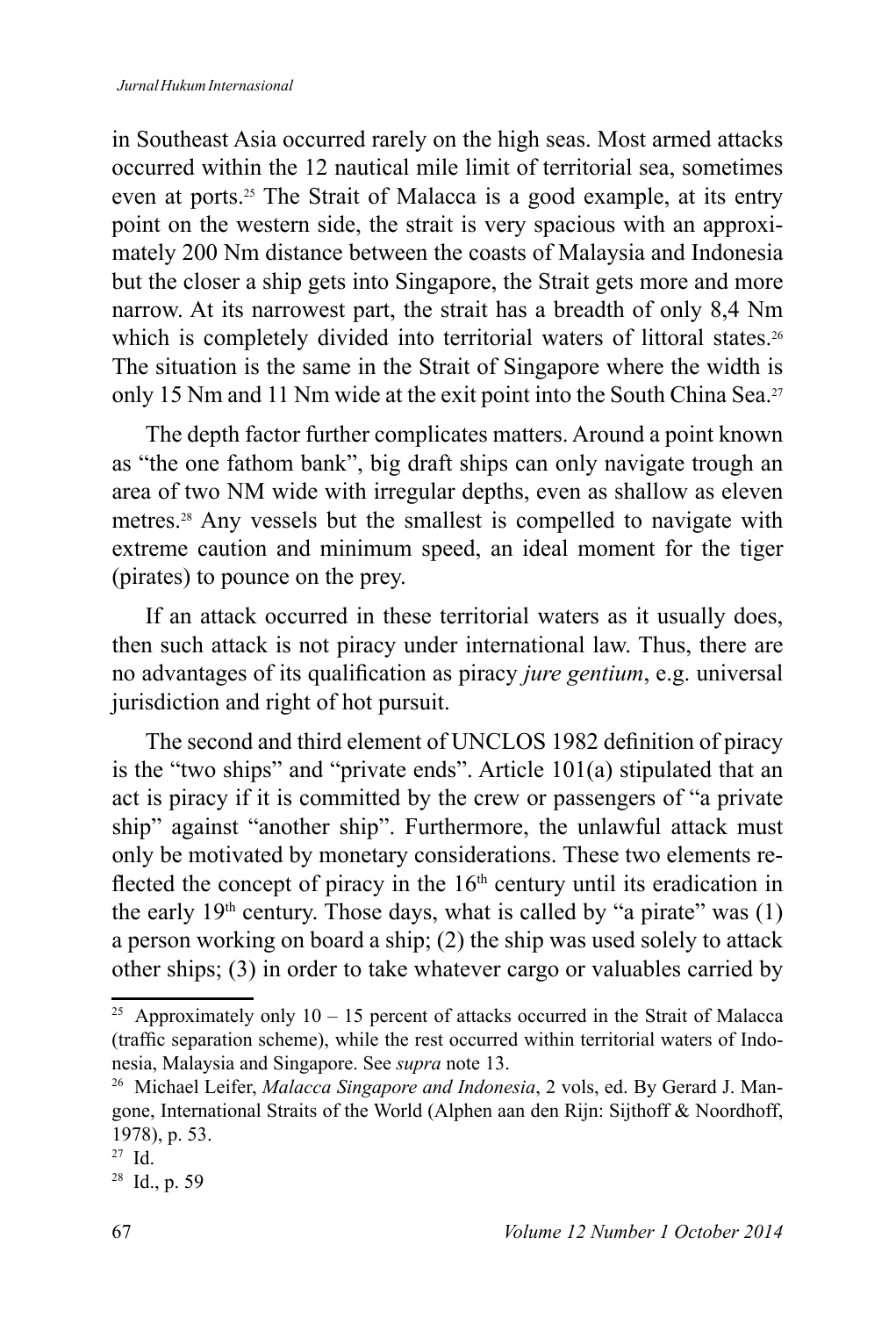in Southeast Asia occurred rarely on the high seas. Most armed attacks occurred within the 12 nautical mile limit of territorial sea, sometimes even at ports.[25] The Strait of Malacca is a good example, at its entry point on the western side, the strait is very spacious with an approximately 200 Nm distance between the coasts of Malaysia and Indonesia but the closer a ship gets into Singapore, the Strait gets more and more narrow. At its narrowest part, the strait has a breadth of only 8,4 Nm which is completely divided into territorial waters of littoral states.[26] The situation is the same in the Strait of Singapore where the width is only 15 Nm and 11 Nm wide at the exit point into the South China Sea.[27]

The depth factor further complicates matters. Around a point known as "the one fathom bank", big draft ships can only navigate trough an area of two NM wide with irregular depths, even as shallow as eleven metres.[28] Any vessels but the smallest is compelled to navigate with extreme caution and minimum speed, an ideal moment for the tiger (pirates) to pounce on the prey.

If an attack occurred in these territorial waters as it usually does, then such attack is not piracy under international law. Thus, there are no advantages of its qualification as piracy *jure gentium*, e.g. universal jurisdiction and right of hot pursuit.

The second and third element of UNCLOS 1982 definition of piracy is the "two ships" and "private ends". Article 101(a) stipulated that an act is piracy if it is committed by the crew or passengers of "a private ship" against "another ship". Furthermore, the unlawful attack must only be motivated by monetary considerations. These two elements reflected the concept of piracy in the 16th century until its eradication in the early 19th century. Those days, what is called by "a pirate" was (1) a person working on board a ship; (2) the ship was used solely to attack other ships; (3) in order to take whatever cargo or valuables carried by

---

[25] Approximately only 10 – 15 percent of attacks occurred in the Strait of Malacca (traffic separation scheme), while the rest occurred within territorial waters of Indonesia, Malaysia and Singapore. See *supra* note 13.

[26] Michael Leifer, *Malacca Singapore and Indonesia*, 2 vols, ed. By Gerard J. Mangone, International Straits of the World (Alphen aan den Rijn: Sijthoff & Noordhoff, 1978), p. 53.

[27] Id.

[28] Id., p. 59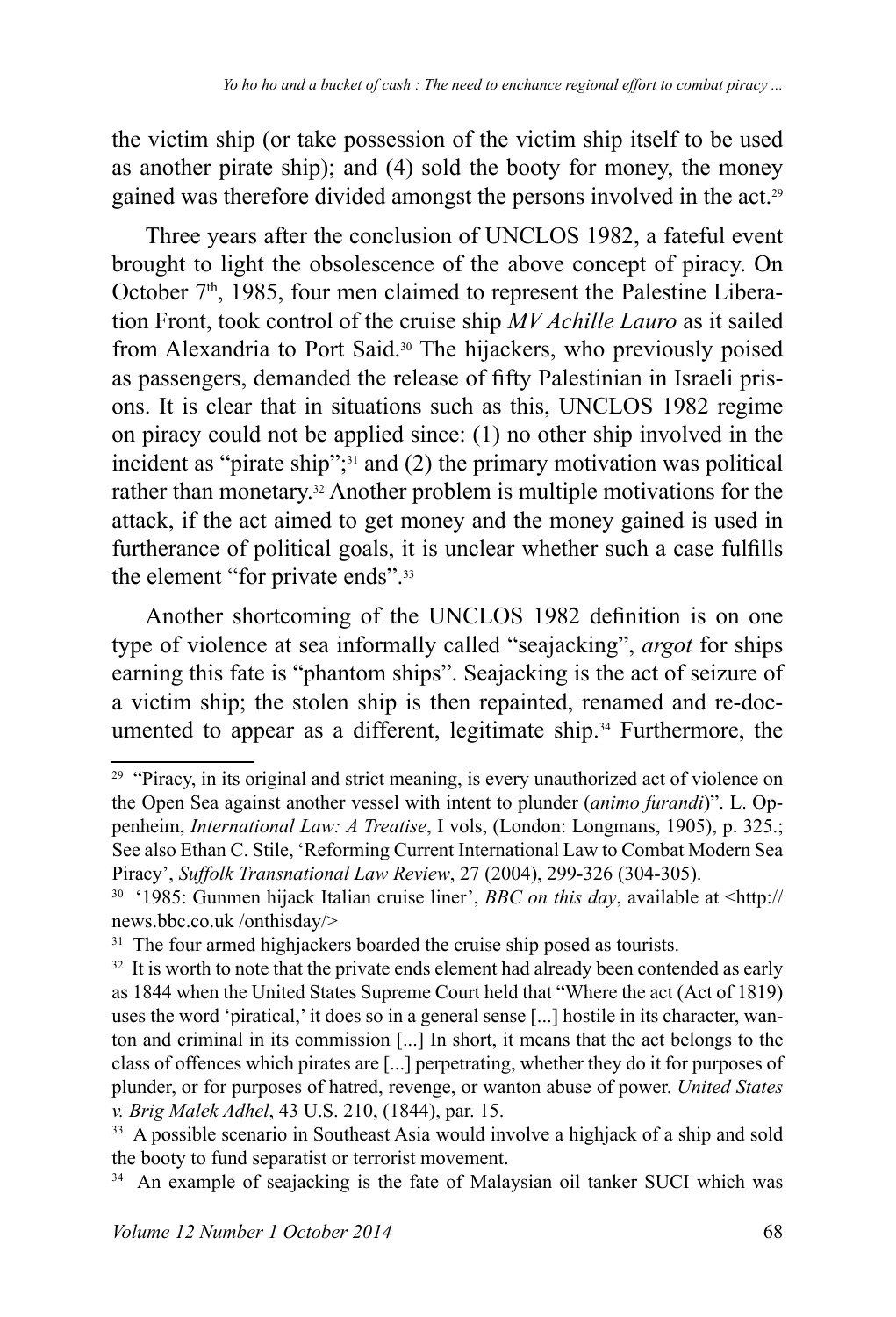the victim ship (or take possession of the victim ship itself to be used as another pirate ship); and (4) sold the booty for money, the money gained was therefore divided amongst the persons involved in the act.[29]

Three years after the conclusion of UNCLOS 1982, a fateful event brought to light the obsolescence of the above concept of piracy. On October 7th, 1985, four men claimed to represent the Palestine Liberation Front, took control of the cruise ship *MV Achille Lauro* as it sailed from Alexandria to Port Said.[30] The hijackers, who previously poised as passengers, demanded the release of fifty Palestinian in Israeli prisons. It is clear that in situations such as this, UNCLOS 1982 regime on piracy could not be applied since: (1) no other ship involved in the incident as "pirate ship";[31] and (2) the primary motivation was political rather than monetary.[32] Another problem is multiple motivations for the attack, if the act aimed to get money and the money gained is used in furtherance of political goals, it is unclear whether such a case fulfills the element "for private ends".[33]

Another shortcoming of the UNCLOS 1982 definition is on one type of violence at sea informally called "seajacking", *argot* for ships earning this fate is "phantom ships". Seajacking is the act of seizure of a victim ship; the stolen ship is then repainted, renamed and re-documented to appear as a different, legitimate ship.[34] Furthermore, the

---

[29] "Piracy, in its original and strict meaning, is every unauthorized act of violence on the Open Sea against another vessel with intent to plunder (*animo furandi*)". L. Oppenheim, *International Law: A Treatise*, I vols, (London: Longmans, 1905), p. 325.; See also Ethan C. Stile, 'Reforming Current International Law to Combat Modern Sea Piracy', *Suffolk Transnational Law Review*, 27 (2004), 299-326 (304-305).

[30] '1985: Gunmen hijack Italian cruise liner', *BBC on this day*, available at <http://news.bbc.co.uk /onthisday/>

[31] The four armed highjackers boarded the cruise ship posed as tourists.

[32] It is worth to note that the private ends element had already been contended as early as 1844 when the United States Supreme Court held that "Where the act (Act of 1819) uses the word 'piratical,' it does so in a general sense [...] hostile in its character, wanton and criminal in its commission [...] In short, it means that the act belongs to the class of offences which pirates are [...] perpetrating, whether they do it for purposes of plunder, or for purposes of hatred, revenge, or wanton abuse of power. *United States v. Brig Malek Adhel*, 43 U.S. 210, (1844), par. 15.

[33] A possible scenario in Southeast Asia would involve a highjack of a ship and sold the booty to fund separatist or terrorist movement.

[34] An example of seajacking is the fate of Malaysian oil tanker SUCI which was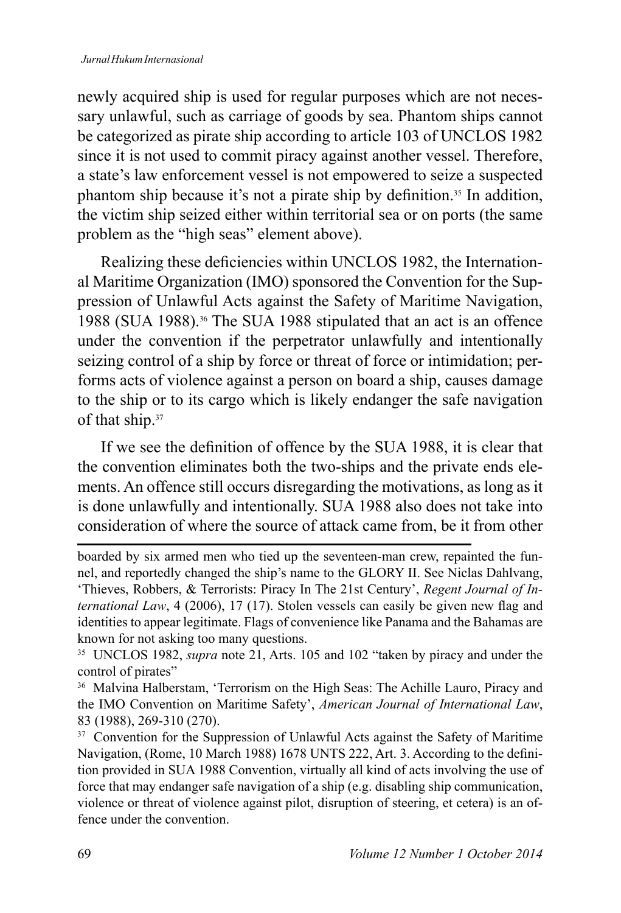newly acquired ship is used for regular purposes which are not necessary unlawful, such as carriage of goods by sea. Phantom ships cannot be categorized as pirate ship according to article 103 of UNCLOS 1982 since it is not used to commit piracy against another vessel. Therefore, a state's law enforcement vessel is not empowered to seize a suspected phantom ship because it's not a pirate ship by definition.[35] In addition, the victim ship seized either within territorial sea or on ports (the same problem as the "high seas" element above).

Realizing these deficiencies within UNCLOS 1982, the International Maritime Organization (IMO) sponsored the Convention for the Suppression of Unlawful Acts against the Safety of Maritime Navigation, 1988 (SUA 1988).[36] The SUA 1988 stipulated that an act is an offence under the convention if the perpetrator unlawfully and intentionally seizing control of a ship by force or threat of force or intimidation; performs acts of violence against a person on board a ship, causes damage to the ship or to its cargo which is likely endanger the safe navigation of that ship.[37]

If we see the definition of offence by the SUA 1988, it is clear that the convention eliminates both the two-ships and the private ends elements. An offence still occurs disregarding the motivations, as long as it is done unlawfully and intentionally. SUA 1988 also does not take into consideration of where the source of attack came from, be it from other

---

boarded by six armed men who tied up the seventeen-man crew, repainted the funnel, and reportedly changed the ship's name to the GLORY II. See Niclas Dahlvang, 'Thieves, Robbers, & Terrorists: Piracy In The 21st Century', *Regent Journal of International Law*, 4 (2006), 17 (17). Stolen vessels can easily be given new flag and identities to appear legitimate. Flags of convenience like Panama and the Bahamas are known for not asking too many questions.

[35] UNCLOS 1982, *supra* note 21, Arts. 105 and 102 "taken by piracy and under the control of pirates"

[36] Malvina Halberstam, 'Terrorism on the High Seas: The Achille Lauro, Piracy and the IMO Convention on Maritime Safety', *American Journal of International Law*, 83 (1988), 269-310 (270).

[37] Convention for the Suppression of Unlawful Acts against the Safety of Maritime Navigation, (Rome, 10 March 1988) 1678 UNTS 222, Art. 3. According to the definition provided in SUA 1988 Convention, virtually all kind of acts involving the use of force that may endanger safe navigation of a ship (e.g. disabling ship communication, violence or threat of violence against pilot, disruption of steering, et cetera) is an offence under the convention.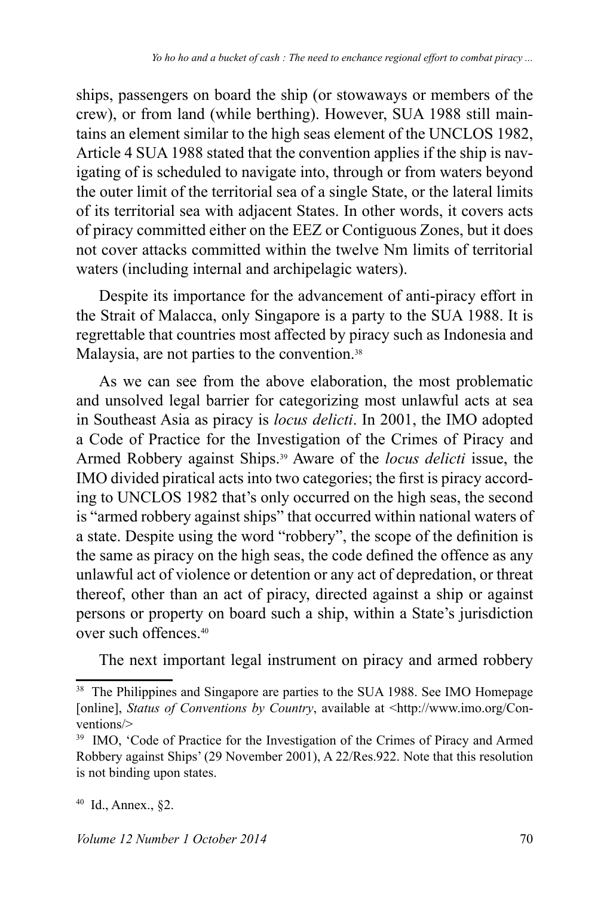ships, passengers on board the ship (or stowaways or members of the crew), or from land (while berthing). However, SUA 1988 still maintains an element similar to the high seas element of the UNCLOS 1982, Article 4 SUA 1988 stated that the convention applies if the ship is navigating of is scheduled to navigate into, through or from waters beyond the outer limit of the territorial sea of a single State, or the lateral limits of its territorial sea with adjacent States. In other words, it covers acts of piracy committed either on the EEZ or Contiguous Zones, but it does not cover attacks committed within the twelve Nm limits of territorial waters (including internal and archipelagic waters).

Despite its importance for the advancement of anti-piracy effort in the Strait of Malacca, only Singapore is a party to the SUA 1988. It is regrettable that countries most affected by piracy such as Indonesia and Malaysia, are not parties to the convention.[38]

As we can see from the above elaboration, the most problematic and unsolved legal barrier for categorizing most unlawful acts at sea in Southeast Asia as piracy is *locus delicti*. In 2001, the IMO adopted a Code of Practice for the Investigation of the Crimes of Piracy and Armed Robbery against Ships.[39] Aware of the *locus delicti* issue, the IMO divided piratical acts into two categories; the first is piracy according to UNCLOS 1982 that's only occurred on the high seas, the second is "armed robbery against ships" that occurred within national waters of a state. Despite using the word "robbery", the scope of the definition is the same as piracy on the high seas, the code defined the offence as any unlawful act of violence or detention or any act of depredation, or threat thereof, other than an act of piracy, directed against a ship or against persons or property on board such a ship, within a State's jurisdiction over such offences.[40]

The next important legal instrument on piracy and armed robbery

---

[38] The Philippines and Singapore are parties to the SUA 1988. See IMO Homepage [online], *Status of Conventions by Country*, available at <http://www.imo.org/Conventions/>

[39] IMO, 'Code of Practice for the Investigation of the Crimes of Piracy and Armed Robbery against Ships' (29 November 2001), A 22/Res.922. Note that this resolution is not binding upon states.

[40] Id., Annex., §2.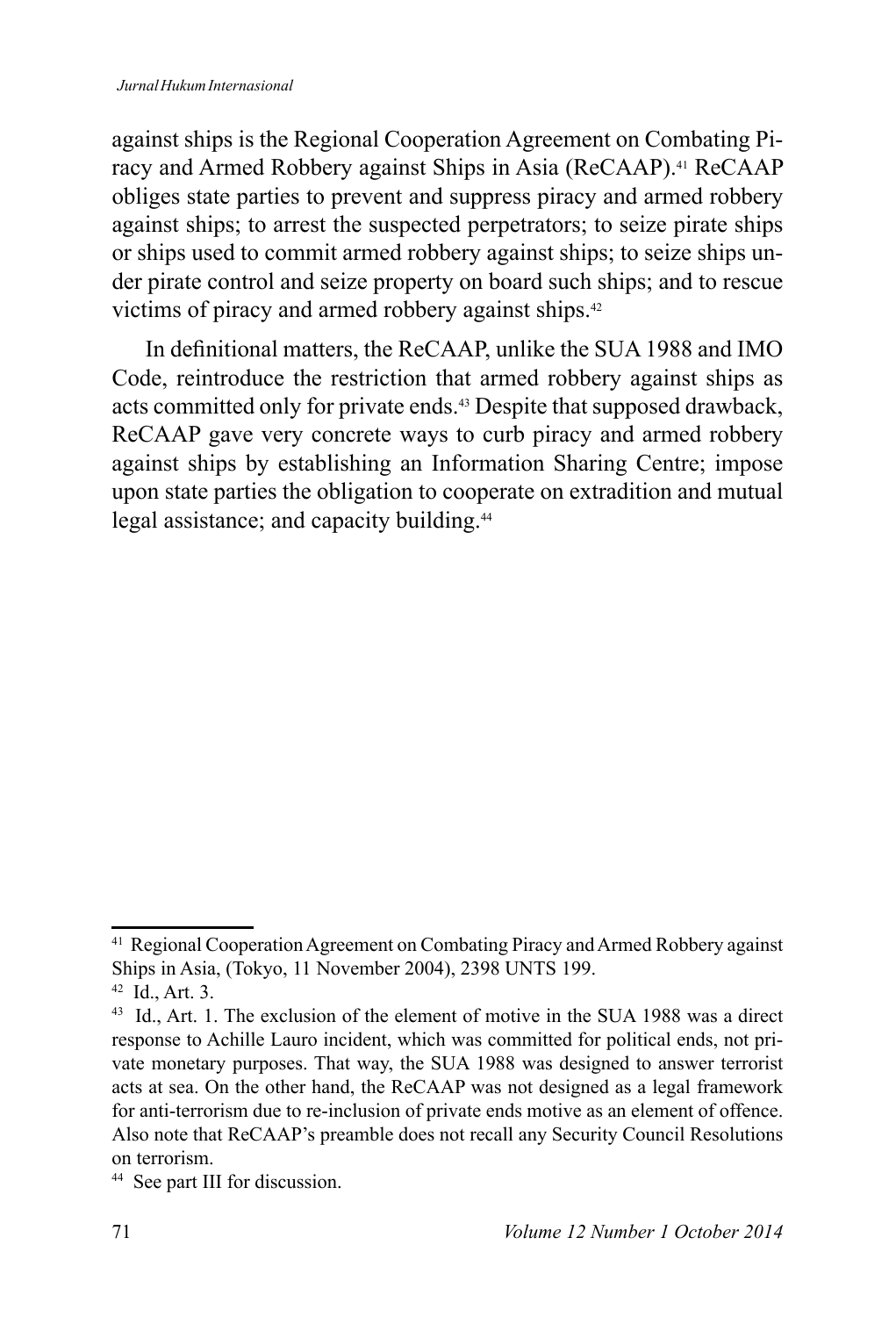against ships is the Regional Cooperation Agreement on Combating Piracy and Armed Robbery against Ships in Asia (ReCAAP).[41] ReCAAP obliges state parties to prevent and suppress piracy and armed robbery against ships; to arrest the suspected perpetrators; to seize pirate ships or ships used to commit armed robbery against ships; to seize ships under pirate control and seize property on board such ships; and to rescue victims of piracy and armed robbery against ships.[42]

In definitional matters, the ReCAAP, unlike the SUA 1988 and IMO Code, reintroduce the restriction that armed robbery against ships as acts committed only for private ends.[43] Despite that supposed drawback, ReCAAP gave very concrete ways to curb piracy and armed robbery against ships by establishing an Information Sharing Centre; impose upon state parties the obligation to cooperate on extradition and mutual legal assistance; and capacity building.[44]

---

[41] Regional Cooperation Agreement on Combating Piracy and Armed Robbery against Ships in Asia, (Tokyo, 11 November 2004), 2398 UNTS 199.

[42] Id., Art. 3.

[43] Id., Art. 1. The exclusion of the element of motive in the SUA 1988 was a direct response to Achille Lauro incident, which was committed for political ends, not private monetary purposes. That way, the SUA 1988 was designed to answer terrorist acts at sea. On the other hand, the ReCAAP was not designed as a legal framework for anti-terrorism due to re-inclusion of private ends motive as an element of offence. Also note that ReCAAP's preamble does not recall any Security Council Resolutions on terrorism.

[44] See part III for discussion.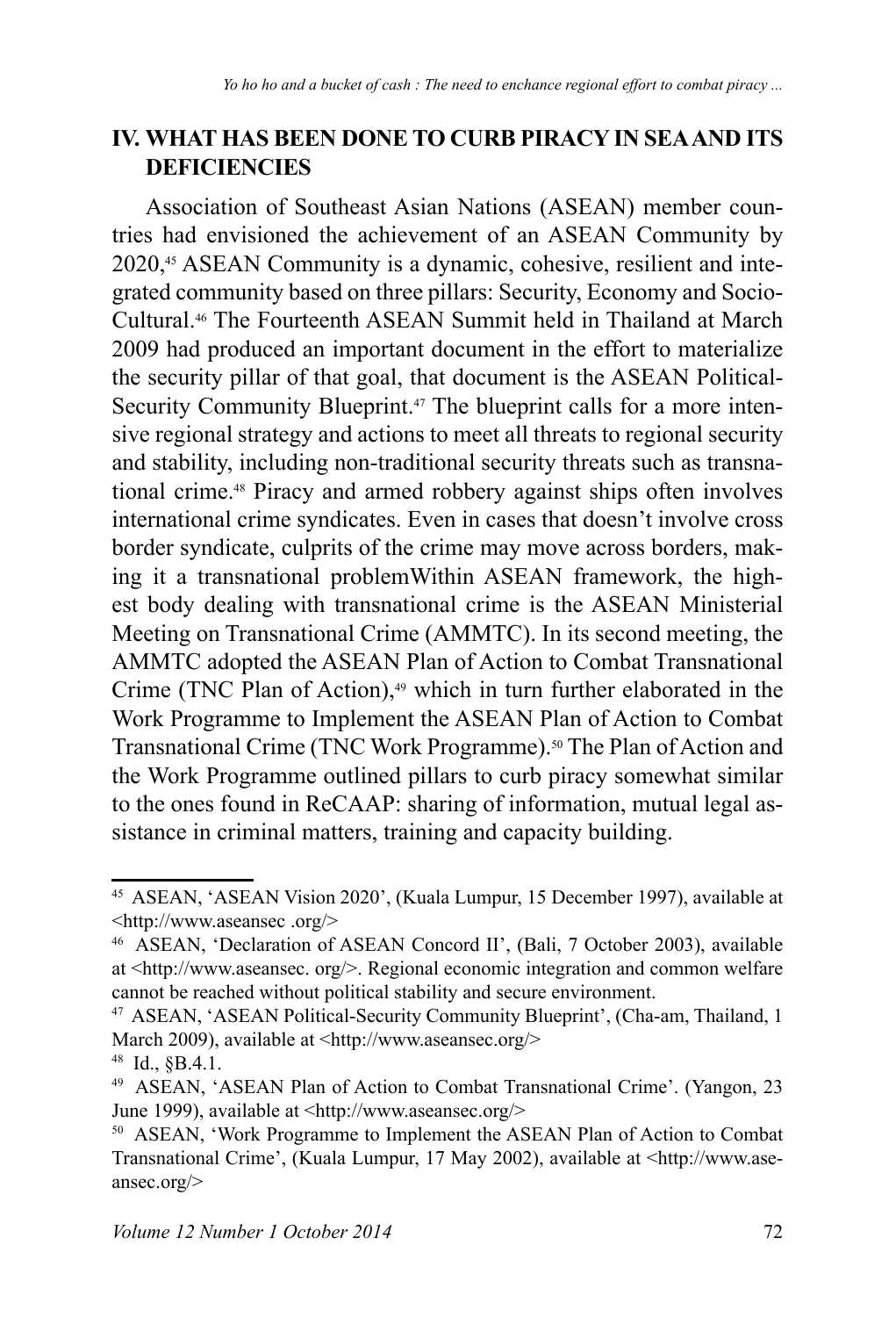## IV. WHAT HAS BEEN DONE TO CURB PIRACY IN SEA AND ITS DEFICIENCIES

Association of Southeast Asian Nations (ASEAN) member countries had envisioned the achievement of an ASEAN Community by 2020,[45] ASEAN Community is a dynamic, cohesive, resilient and integrated community based on three pillars: Security, Economy and Socio-Cultural.[46] The Fourteenth ASEAN Summit held in Thailand at March 2009 had produced an important document in the effort to materialize the security pillar of that goal, that document is the ASEAN Political-Security Community Blueprint.[47] The blueprint calls for a more intensive regional strategy and actions to meet all threats to regional security and stability, including non-traditional security threats such as transnational crime.[48] Piracy and armed robbery against ships often involves international crime syndicates. Even in cases that doesn't involve cross border syndicate, culprits of the crime may move across borders, making it a transnational problemWithin ASEAN framework, the highest body dealing with transnational crime is the ASEAN Ministerial Meeting on Transnational Crime (AMMTC). In its second meeting, the AMMTC adopted the ASEAN Plan of Action to Combat Transnational Crime (TNC Plan of Action),[49] which in turn further elaborated in the Work Programme to Implement the ASEAN Plan of Action to Combat Transnational Crime (TNC Work Programme).[50] The Plan of Action and the Work Programme outlined pillars to curb piracy somewhat similar to the ones found in ReCAAP: sharing of information, mutual legal assistance in criminal matters, training and capacity building.

---

[45] ASEAN, 'ASEAN Vision 2020', (Kuala Lumpur, 15 December 1997), available at <http://www.aseansec .org/>

[46] ASEAN, 'Declaration of ASEAN Concord II', (Bali, 7 October 2003), available at <http://www.aseansec. org/>. Regional economic integration and common welfare cannot be reached without political stability and secure environment.

[47] ASEAN, 'ASEAN Political-Security Community Blueprint', (Cha-am, Thailand, 1 March 2009), available at <http://www.aseansec.org/>

[48] Id., §B.4.1.

[49] ASEAN, 'ASEAN Plan of Action to Combat Transnational Crime'. (Yangon, 23 June 1999), available at <http://www.aseansec.org/>

[50] ASEAN, 'Work Programme to Implement the ASEAN Plan of Action to Combat Transnational Crime', (Kuala Lumpur, 17 May 2002), available at <http://www.aseansec.org/>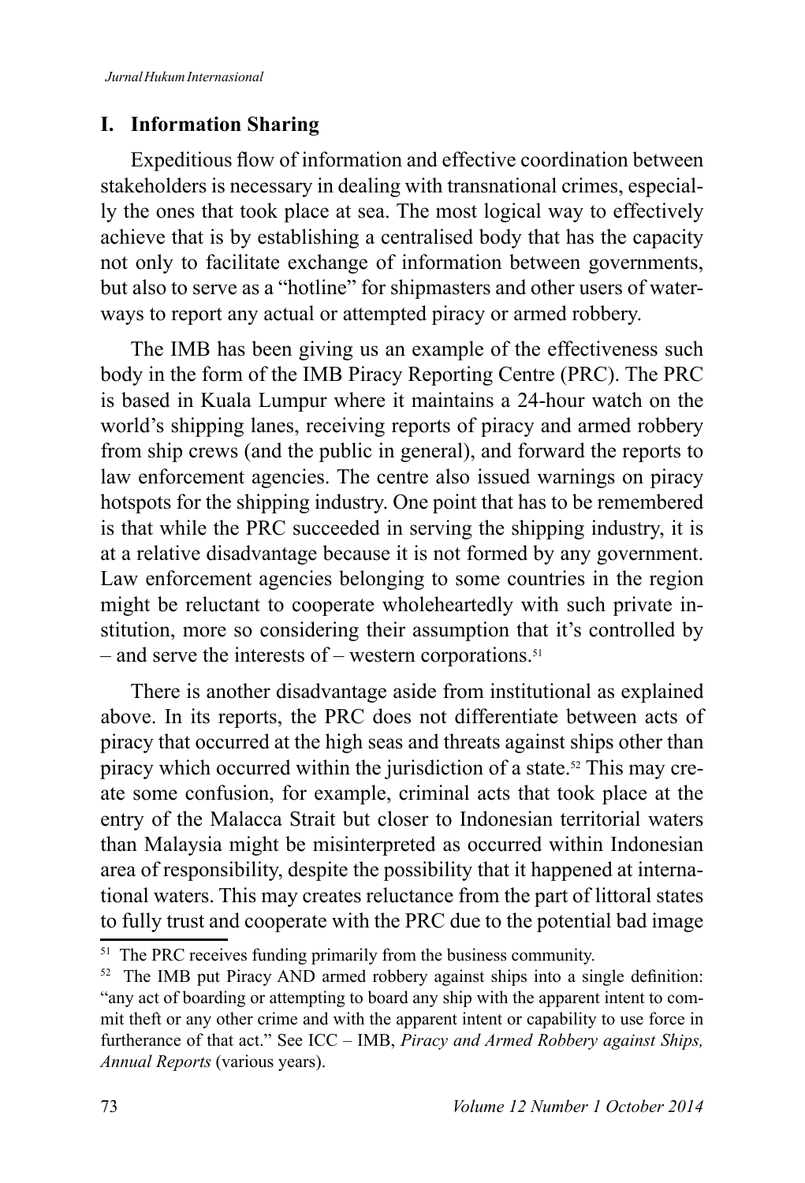## I. Information Sharing

Expeditious flow of information and effective coordination between stakeholders is necessary in dealing with transnational crimes, especially the ones that took place at sea. The most logical way to effectively achieve that is by establishing a centralised body that has the capacity not only to facilitate exchange of information between governments, but also to serve as a "hotline" for shipmasters and other users of waterways to report any actual or attempted piracy or armed robbery.

The IMB has been giving us an example of the effectiveness such body in the form of the IMB Piracy Reporting Centre (PRC). The PRC is based in Kuala Lumpur where it maintains a 24-hour watch on the world's shipping lanes, receiving reports of piracy and armed robbery from ship crews (and the public in general), and forward the reports to law enforcement agencies. The centre also issued warnings on piracy hotspots for the shipping industry. One point that has to be remembered is that while the PRC succeeded in serving the shipping industry, it is at a relative disadvantage because it is not formed by any government. Law enforcement agencies belonging to some countries in the region might be reluctant to cooperate wholeheartedly with such private institution, more so considering their assumption that it's controlled by – and serve the interests of – western corporations.[51]

There is another disadvantage aside from institutional as explained above. In its reports, the PRC does not differentiate between acts of piracy that occurred at the high seas and threats against ships other than piracy which occurred within the jurisdiction of a state.[52] This may create some confusion, for example, criminal acts that took place at the entry of the Malacca Strait but closer to Indonesian territorial waters than Malaysia might be misinterpreted as occurred within Indonesian area of responsibility, despite the possibility that it happened at international waters. This may creates reluctance from the part of littoral states to fully trust and cooperate with the PRC due to the potential bad image

---

[51] The PRC receives funding primarily from the business community.

[52] The IMB put Piracy AND armed robbery against ships into a single definition: "any act of boarding or attempting to board any ship with the apparent intent to commit theft or any other crime and with the apparent intent or capability to use force in furtherance of that act." See ICC – IMB, *Piracy and Armed Robbery against Ships, Annual Reports* (various years).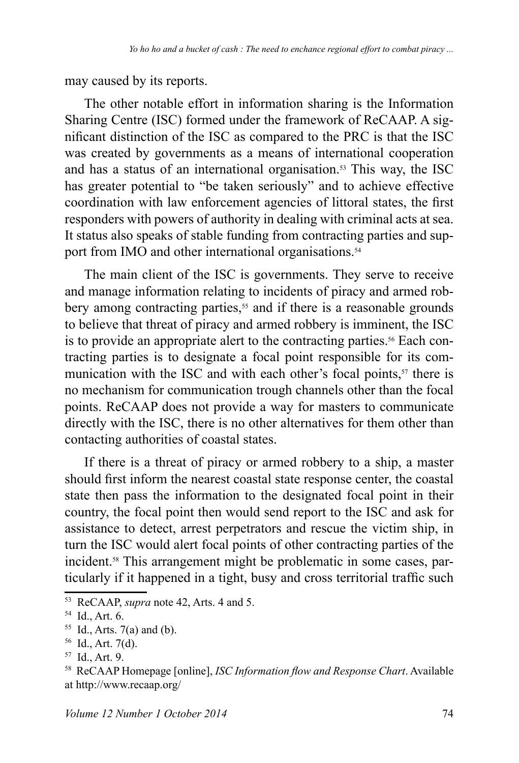may caused by its reports.

The other notable effort in information sharing is the Information Sharing Centre (ISC) formed under the framework of ReCAAP. A significant distinction of the ISC as compared to the PRC is that the ISC was created by governments as a means of international cooperation and has a status of an international organisation.[53] This way, the ISC has greater potential to "be taken seriously" and to achieve effective coordination with law enforcement agencies of littoral states, the first responders with powers of authority in dealing with criminal acts at sea. It status also speaks of stable funding from contracting parties and support from IMO and other international organisations.[54]

The main client of the ISC is governments. They serve to receive and manage information relating to incidents of piracy and armed robbery among contracting parties,[55] and if there is a reasonable grounds to believe that threat of piracy and armed robbery is imminent, the ISC is to provide an appropriate alert to the contracting parties.[56] Each contracting parties is to designate a focal point responsible for its communication with the ISC and with each other's focal points,[57] there is no mechanism for communication trough channels other than the focal points. ReCAAP does not provide a way for masters to communicate directly with the ISC, there is no other alternatives for them other than contacting authorities of coastal states.

If there is a threat of piracy or armed robbery to a ship, a master should first inform the nearest coastal state response center, the coastal state then pass the information to the designated focal point in their country, the focal point then would send report to the ISC and ask for assistance to detect, arrest perpetrators and rescue the victim ship, in turn the ISC would alert focal points of other contracting parties of the incident.[58] This arrangement might be problematic in some cases, particularly if it happened in a tight, busy and cross territorial traffic such

---

[53] ReCAAP, *supra* note 42, Arts. 4 and 5.

[54] Id., Art. 6.

[55] Id., Arts. 7(a) and (b).

[56] Id., Art. 7(d).

[57] Id., Art. 9.

[58] ReCAAP Homepage [online], *ISC Information flow and Response Chart*. Available at http://www.recaap.org/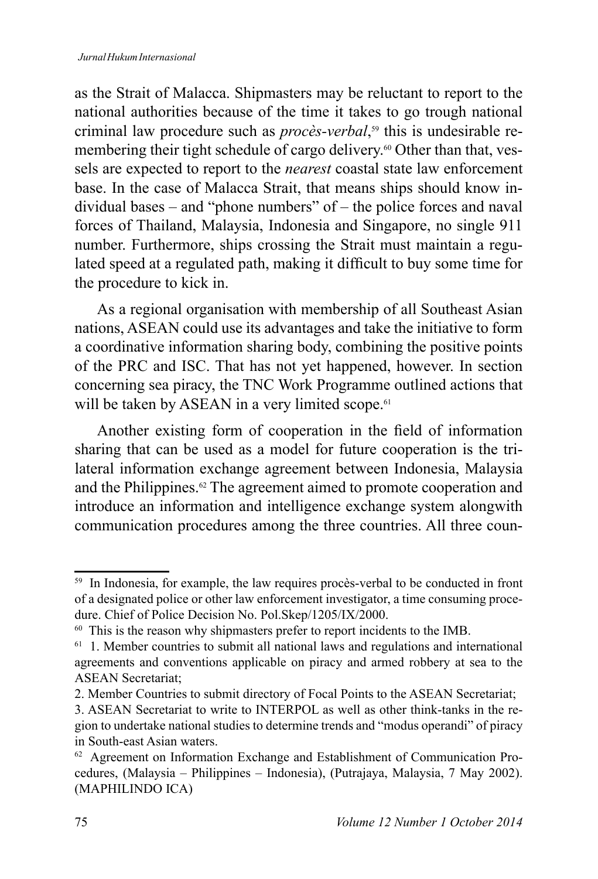as the Strait of Malacca. Shipmasters may be reluctant to report to the national authorities because of the time it takes to go trough national criminal law procedure such as *procès-verbal*,[59] this is undesirable remembering their tight schedule of cargo delivery.[60] Other than that, vessels are expected to report to the *nearest* coastal state law enforcement base. In the case of Malacca Strait, that means ships should know individual bases – and "phone numbers" of – the police forces and naval forces of Thailand, Malaysia, Indonesia and Singapore, no single 911 number. Furthermore, ships crossing the Strait must maintain a regulated speed at a regulated path, making it difficult to buy some time for the procedure to kick in.

As a regional organisation with membership of all Southeast Asian nations, ASEAN could use its advantages and take the initiative to form a coordinative information sharing body, combining the positive points of the PRC and ISC. That has not yet happened, however. In section concerning sea piracy, the TNC Work Programme outlined actions that will be taken by ASEAN in a very limited scope.[61]

Another existing form of cooperation in the field of information sharing that can be used as a model for future cooperation is the trilateral information exchange agreement between Indonesia, Malaysia and the Philippines.[62] The agreement aimed to promote cooperation and introduce an information and intelligence exchange system alongwith communication procedures among the three countries. All three coun-

---

[59] In Indonesia, for example, the law requires procès-verbal to be conducted in front of a designated police or other law enforcement investigator, a time consuming procedure. Chief of Police Decision No. Pol.Skep/1205/IX/2000.

[60] This is the reason why shipmasters prefer to report incidents to the IMB.

[61] 1. Member countries to submit all national laws and regulations and international agreements and conventions applicable on piracy and armed robbery at sea to the ASEAN Secretariat;
2. Member Countries to submit directory of Focal Points to the ASEAN Secretariat;
3. ASEAN Secretariat to write to INTERPOL as well as other think-tanks in the region to undertake national studies to determine trends and "modus operandi" of piracy in South-east Asian waters.

[62] Agreement on Information Exchange and Establishment of Communication Procedures, (Malaysia – Philippines – Indonesia), (Putrajaya, Malaysia, 7 May 2002). (MAPHILINDO ICA)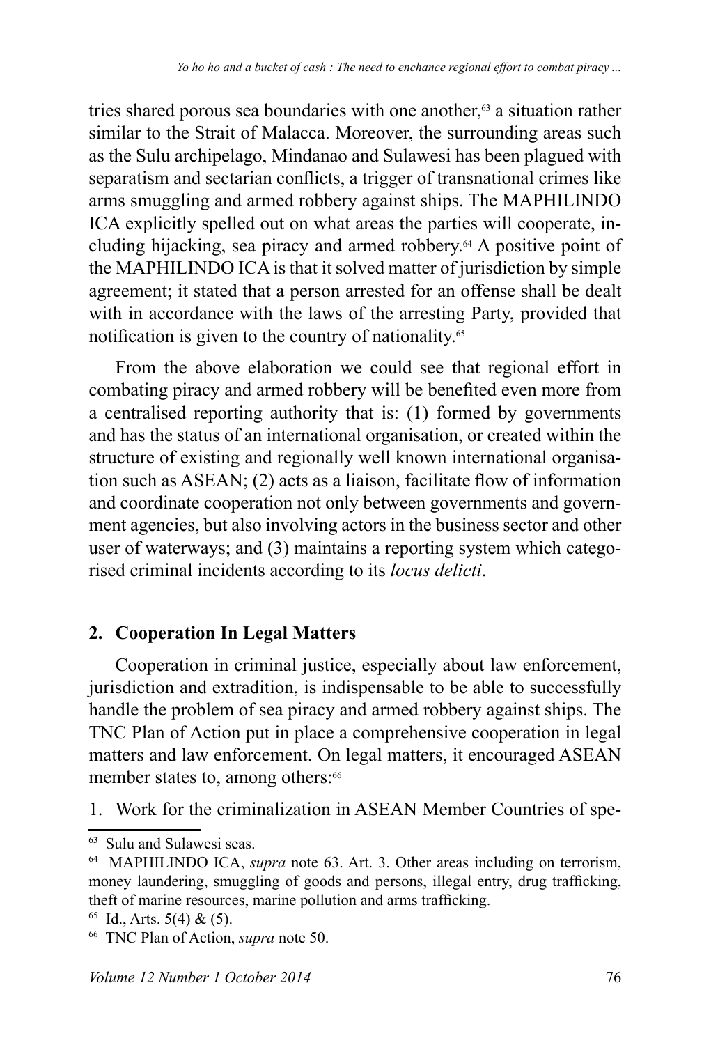tries shared porous sea boundaries with one another,[63] a situation rather similar to the Strait of Malacca. Moreover, the surrounding areas such as the Sulu archipelago, Mindanao and Sulawesi has been plagued with separatism and sectarian conflicts, a trigger of transnational crimes like arms smuggling and armed robbery against ships. The MAPHILINDO ICA explicitly spelled out on what areas the parties will cooperate, including hijacking, sea piracy and armed robbery.[64] A positive point of the MAPHILINDO ICA is that it solved matter of jurisdiction by simple agreement; it stated that a person arrested for an offense shall be dealt with in accordance with the laws of the arresting Party, provided that notification is given to the country of nationality.[65]

From the above elaboration we could see that regional effort in combating piracy and armed robbery will be benefited even more from a centralised reporting authority that is: (1) formed by governments and has the status of an international organisation, or created within the structure of existing and regionally well known international organisation such as ASEAN; (2) acts as a liaison, facilitate flow of information and coordinate cooperation not only between governments and government agencies, but also involving actors in the business sector and other user of waterways; and (3) maintains a reporting system which categorised criminal incidents according to its *locus delicti*.

## 2. Cooperation In Legal Matters

Cooperation in criminal justice, especially about law enforcement, jurisdiction and extradition, is indispensable to be able to successfully handle the problem of sea piracy and armed robbery against ships. The TNC Plan of Action put in place a comprehensive cooperation in legal matters and law enforcement. On legal matters, it encouraged ASEAN member states to, among others:[66]

1. Work for the criminalization in ASEAN Member Countries of spe-

---

[63] Sulu and Sulawesi seas.

[64] MAPHILINDO ICA, *supra* note 63. Art. 3. Other areas including on terrorism, money laundering, smuggling of goods and persons, illegal entry, drug trafficking, theft of marine resources, marine pollution and arms trafficking.

[65] Id., Arts. 5(4) & (5).

[66] TNC Plan of Action, *supra* note 50.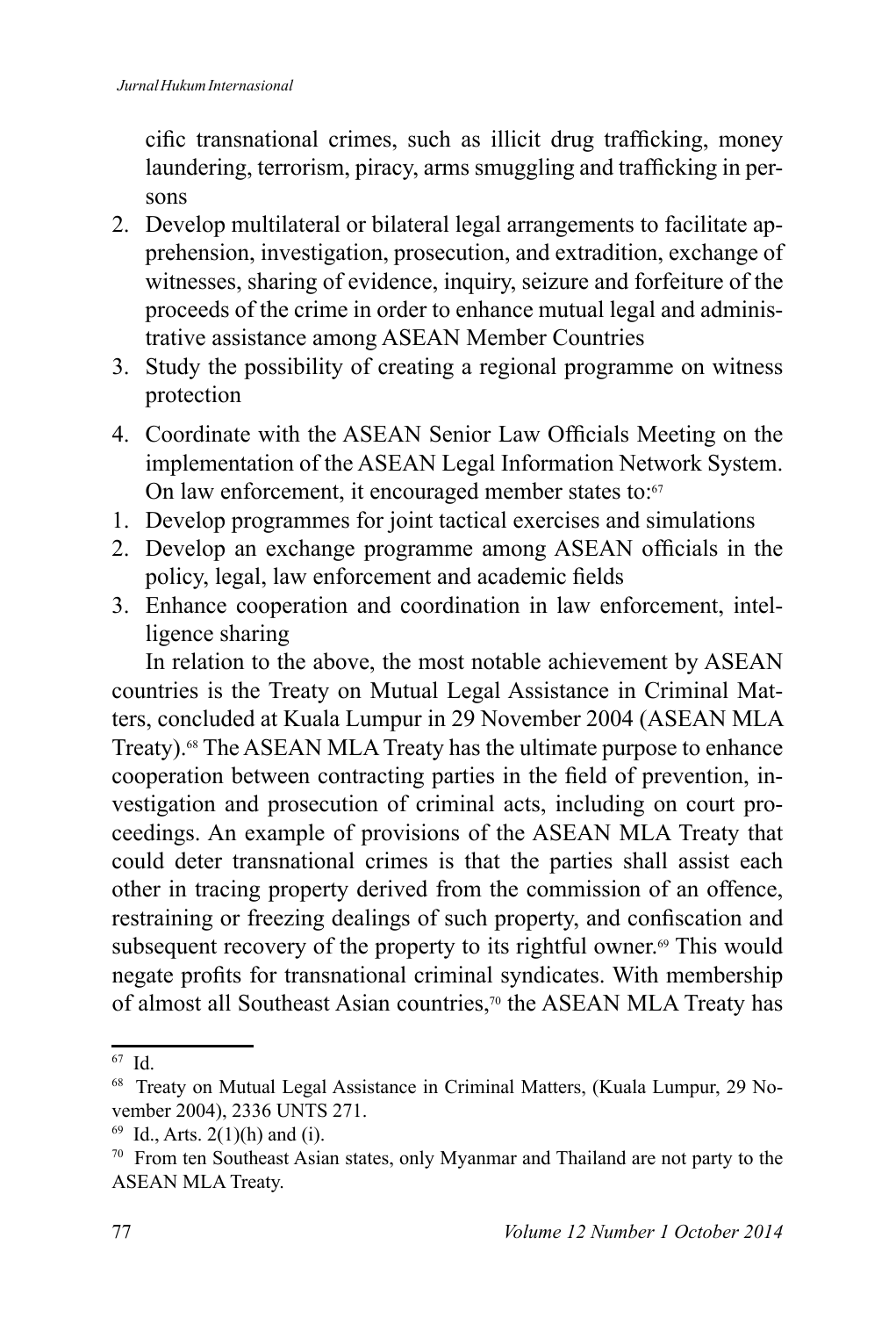cific transnational crimes, such as illicit drug trafficking, money laundering, terrorism, piracy, arms smuggling and trafficking in persons

2. Develop multilateral or bilateral legal arrangements to facilitate apprehension, investigation, prosecution, and extradition, exchange of witnesses, sharing of evidence, inquiry, seizure and forfeiture of the proceeds of the crime in order to enhance mutual legal and administrative assistance among ASEAN Member Countries
3. Study the possibility of creating a regional programme on witness protection
4. Coordinate with the ASEAN Senior Law Officials Meeting on the implementation of the ASEAN Legal Information Network System. On law enforcement, it encouraged member states to:[67]

1. Develop programmes for joint tactical exercises and simulations
2. Develop an exchange programme among ASEAN officials in the policy, legal, law enforcement and academic fields
3. Enhance cooperation and coordination in law enforcement, intelligence sharing

In relation to the above, the most notable achievement by ASEAN countries is the Treaty on Mutual Legal Assistance in Criminal Matters, concluded at Kuala Lumpur in 29 November 2004 (ASEAN MLA Treaty).[68] The ASEAN MLA Treaty has the ultimate purpose to enhance cooperation between contracting parties in the field of prevention, investigation and prosecution of criminal acts, including on court proceedings. An example of provisions of the ASEAN MLA Treaty that could deter transnational crimes is that the parties shall assist each other in tracing property derived from the commission of an offence, restraining or freezing dealings of such property, and confiscation and subsequent recovery of the property to its rightful owner.[69] This would negate profits for transnational criminal syndicates. With membership of almost all Southeast Asian countries,[70] the ASEAN MLA Treaty has

---

[67] Id.

[68] Treaty on Mutual Legal Assistance in Criminal Matters, (Kuala Lumpur, 29 November 2004), 2336 UNTS 271.

[69] Id., Arts. 2(1)(h) and (i).

[70] From ten Southeast Asian states, only Myanmar and Thailand are not party to the ASEAN MLA Treaty.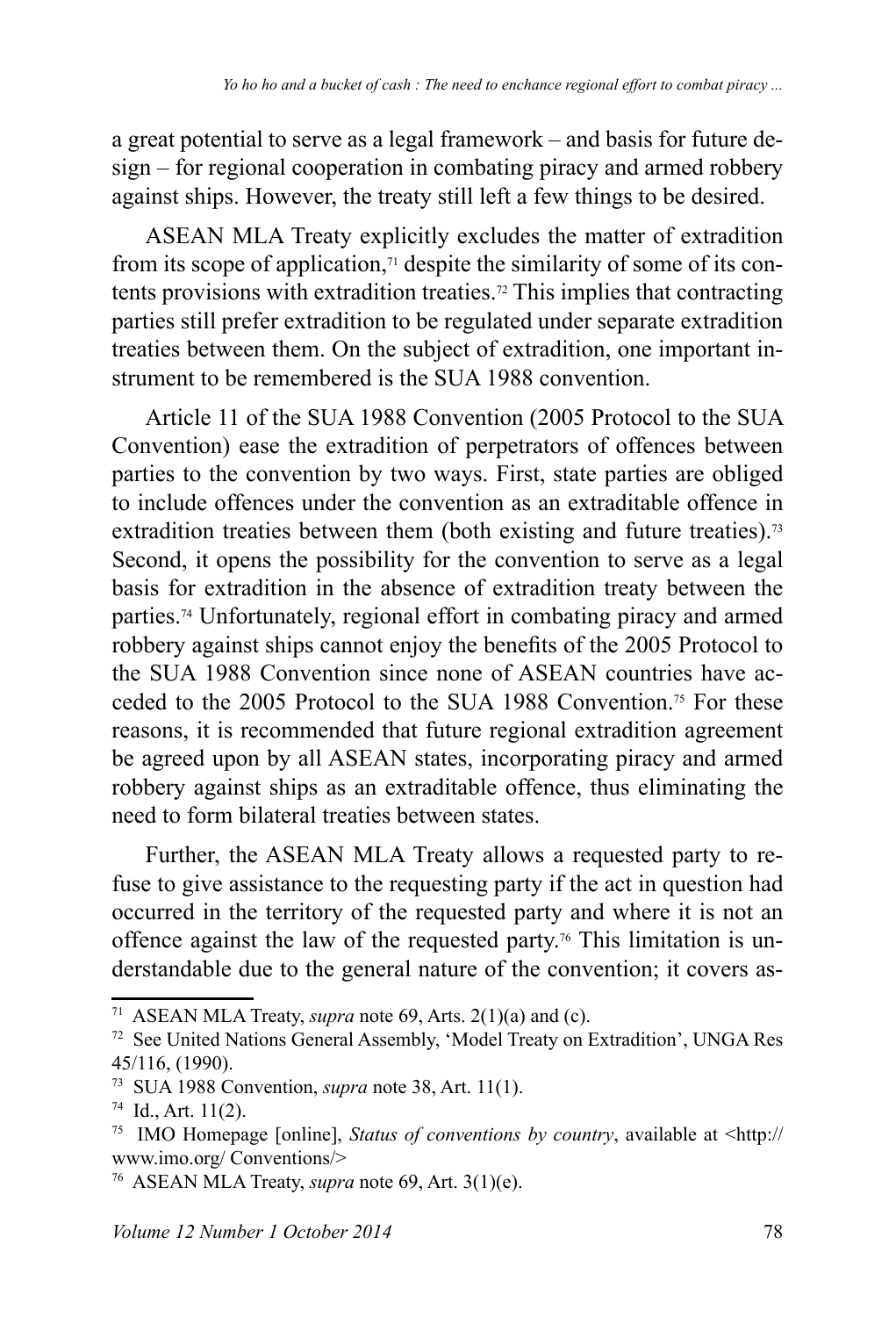a great potential to serve as a legal framework – and basis for future design – for regional cooperation in combating piracy and armed robbery against ships. However, the treaty still left a few things to be desired.

ASEAN MLA Treaty explicitly excludes the matter of extradition from its scope of application,[71] despite the similarity of some of its contents provisions with extradition treaties.[72] This implies that contracting parties still prefer extradition to be regulated under separate extradition treaties between them. On the subject of extradition, one important instrument to be remembered is the SUA 1988 convention.

Article 11 of the SUA 1988 Convention (2005 Protocol to the SUA Convention) ease the extradition of perpetrators of offences between parties to the convention by two ways. First, state parties are obliged to include offences under the convention as an extraditable offence in extradition treaties between them (both existing and future treaties).[73] Second, it opens the possibility for the convention to serve as a legal basis for extradition in the absence of extradition treaty between the parties.[74] Unfortunately, regional effort in combating piracy and armed robbery against ships cannot enjoy the benefits of the 2005 Protocol to the SUA 1988 Convention since none of ASEAN countries have acceded to the 2005 Protocol to the SUA 1988 Convention.[75] For these reasons, it is recommended that future regional extradition agreement be agreed upon by all ASEAN states, incorporating piracy and armed robbery against ships as an extraditable offence, thus eliminating the need to form bilateral treaties between states.

Further, the ASEAN MLA Treaty allows a requested party to refuse to give assistance to the requesting party if the act in question had occurred in the territory of the requested party and where it is not an offence against the law of the requested party.[76] This limitation is understandable due to the general nature of the convention; it covers as-

---

[71] ASEAN MLA Treaty, *supra* note 69, Arts. 2(1)(a) and (c).

[72] See United Nations General Assembly, 'Model Treaty on Extradition', UNGA Res 45/116, (1990).

[73] SUA 1988 Convention, *supra* note 38, Art. 11(1).

[74] Id., Art. 11(2).

[75] IMO Homepage [online], *Status of conventions by country*, available at <http://www.imo.org/ Conventions/>

[76] ASEAN MLA Treaty, *supra* note 69, Art. 3(1)(e).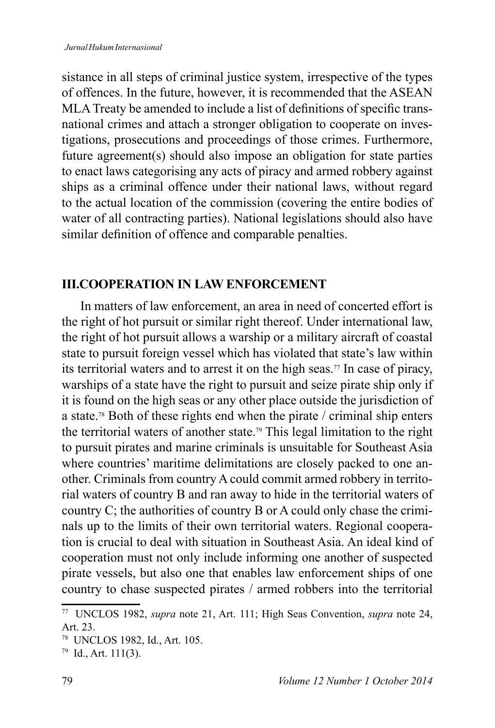sistance in all steps of criminal justice system, irrespective of the types of offences. In the future, however, it is recommended that the ASEAN MLA Treaty be amended to include a list of definitions of specific transnational crimes and attach a stronger obligation to cooperate on investigations, prosecutions and proceedings of those crimes. Furthermore, future agreement(s) should also impose an obligation for state parties to enact laws categorising any acts of piracy and armed robbery against ships as a criminal offence under their national laws, without regard to the actual location of the commission (covering the entire bodies of water of all contracting parties). National legislations should also have similar definition of offence and comparable penalties.

## III.COOPERATION IN LAW ENFORCEMENT

In matters of law enforcement, an area in need of concerted effort is the right of hot pursuit or similar right thereof. Under international law, the right of hot pursuit allows a warship or a military aircraft of coastal state to pursuit foreign vessel which has violated that state's law within its territorial waters and to arrest it on the high seas.[77] In case of piracy, warships of a state have the right to pursuit and seize pirate ship only if it is found on the high seas or any other place outside the jurisdiction of a state.[78] Both of these rights end when the pirate / criminal ship enters the territorial waters of another state.[79] This legal limitation to the right to pursuit pirates and marine criminals is unsuitable for Southeast Asia where countries' maritime delimitations are closely packed to one another. Criminals from country A could commit armed robbery in territorial waters of country B and ran away to hide in the territorial waters of country C; the authorities of country B or A could only chase the criminals up to the limits of their own territorial waters. Regional cooperation is crucial to deal with situation in Southeast Asia. An ideal kind of cooperation must not only include informing one another of suspected pirate vessels, but also one that enables law enforcement ships of one country to chase suspected pirates / armed robbers into the territorial

---

[77] UNCLOS 1982, *supra* note 21, Art. 111; High Seas Convention, *supra* note 24, Art. 23.

[78] UNCLOS 1982, Id., Art. 105.

[79] Id., Art. 111(3).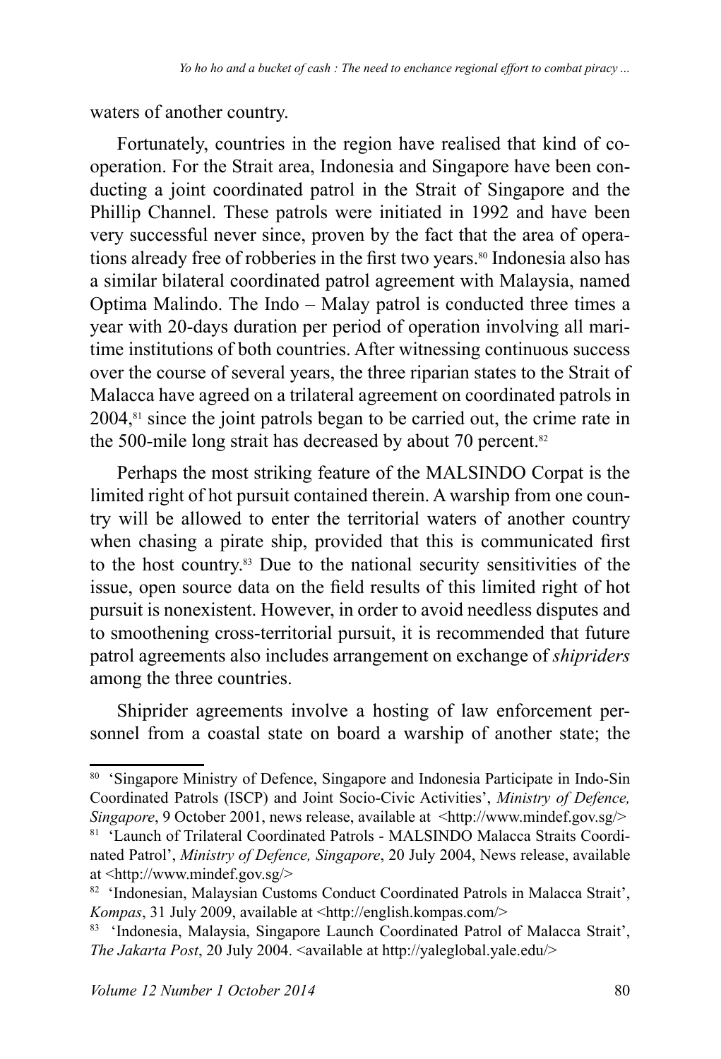waters of another country.

Fortunately, countries in the region have realised that kind of co-operation. For the Strait area, Indonesia and Singapore have been conducting a joint coordinated patrol in the Strait of Singapore and the Phillip Channel. These patrols were initiated in 1992 and have been very successful never since, proven by the fact that the area of operations already free of robberies in the first two years.[80] Indonesia also has a similar bilateral coordinated patrol agreement with Malaysia, named Optima Malindo. The Indo – Malay patrol is conducted three times a year with 20-days duration per period of operation involving all maritime institutions of both countries. After witnessing continuous success over the course of several years, the three riparian states to the Strait of Malacca have agreed on a trilateral agreement on coordinated patrols in 2004,[81] since the joint patrols began to be carried out, the crime rate in the 500-mile long strait has decreased by about 70 percent.[82]

Perhaps the most striking feature of the MALSINDO Corpat is the limited right of hot pursuit contained therein. A warship from one country will be allowed to enter the territorial waters of another country when chasing a pirate ship, provided that this is communicated first to the host country.[83] Due to the national security sensitivities of the issue, open source data on the field results of this limited right of hot pursuit is nonexistent. However, in order to avoid needless disputes and to smoothening cross-territorial pursuit, it is recommended that future patrol agreements also includes arrangement on exchange of *shipriders* among the three countries.

Shiprider agreements involve a hosting of law enforcement personnel from a coastal state on board a warship of another state; the

---

[80] 'Singapore Ministry of Defence, Singapore and Indonesia Participate in Indo-Sin Coordinated Patrols (ISCP) and Joint Socio-Civic Activities', *Ministry of Defence, Singapore*, 9 October 2001, news release, available at <http://www.mindef.gov.sg/>

[81] 'Launch of Trilateral Coordinated Patrols - MALSINDO Malacca Straits Coordinated Patrol', *Ministry of Defence, Singapore*, 20 July 2004, News release, available at <http://www.mindef.gov.sg/>

[82] 'Indonesian, Malaysian Customs Conduct Coordinated Patrols in Malacca Strait', *Kompas*, 31 July 2009, available at <http://english.kompas.com/>

[83] 'Indonesia, Malaysia, Singapore Launch Coordinated Patrol of Malacca Strait', *The Jakarta Post*, 20 July 2004. <available at http://yaleglobal.yale.edu/>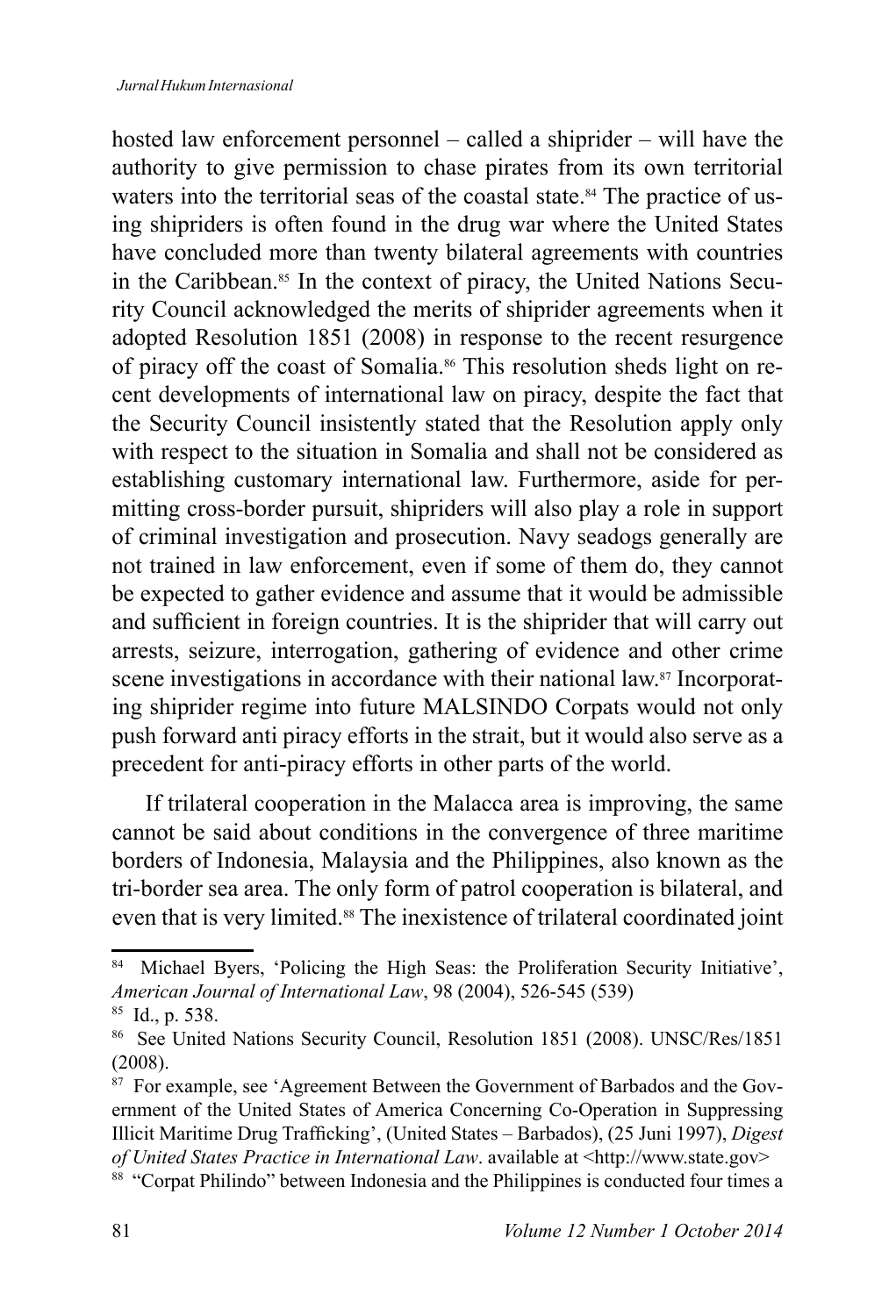hosted law enforcement personnel – called a shiprider – will have the authority to give permission to chase pirates from its own territorial waters into the territorial seas of the coastal state.[84] The practice of using shipriders is often found in the drug war where the United States have concluded more than twenty bilateral agreements with countries in the Caribbean.[85] In the context of piracy, the United Nations Security Council acknowledged the merits of shiprider agreements when it adopted Resolution 1851 (2008) in response to the recent resurgence of piracy off the coast of Somalia.[86] This resolution sheds light on recent developments of international law on piracy, despite the fact that the Security Council insistently stated that the Resolution apply only with respect to the situation in Somalia and shall not be considered as establishing customary international law. Furthermore, aside for permitting cross-border pursuit, shipriders will also play a role in support of criminal investigation and prosecution. Navy seadogs generally are not trained in law enforcement, even if some of them do, they cannot be expected to gather evidence and assume that it would be admissible and sufficient in foreign countries. It is the shiprider that will carry out arrests, seizure, interrogation, gathering of evidence and other crime scene investigations in accordance with their national law.[87] Incorporating shiprider regime into future MALSINDO Corpats would not only push forward anti piracy efforts in the strait, but it would also serve as a precedent for anti-piracy efforts in other parts of the world.

If trilateral cooperation in the Malacca area is improving, the same cannot be said about conditions in the convergence of three maritime borders of Indonesia, Malaysia and the Philippines, also known as the tri-border sea area. The only form of patrol cooperation is bilateral, and even that is very limited.[88] The inexistence of trilateral coordinated joint

---

[84] Michael Byers, 'Policing the High Seas: the Proliferation Security Initiative', *American Journal of International Law*, 98 (2004), 526-545 (539)

[85] Id., p. 538.

[86] See United Nations Security Council, Resolution 1851 (2008). UNSC/Res/1851 (2008).

[87] For example, see 'Agreement Between the Government of Barbados and the Government of the United States of America Concerning Co-Operation in Suppressing Illicit Maritime Drug Trafficking', (United States – Barbados), (25 Juni 1997), *Digest of United States Practice in International Law*. available at <http://www.state.gov>

[88] "Corpat Philindo" between Indonesia and the Philippines is conducted four times a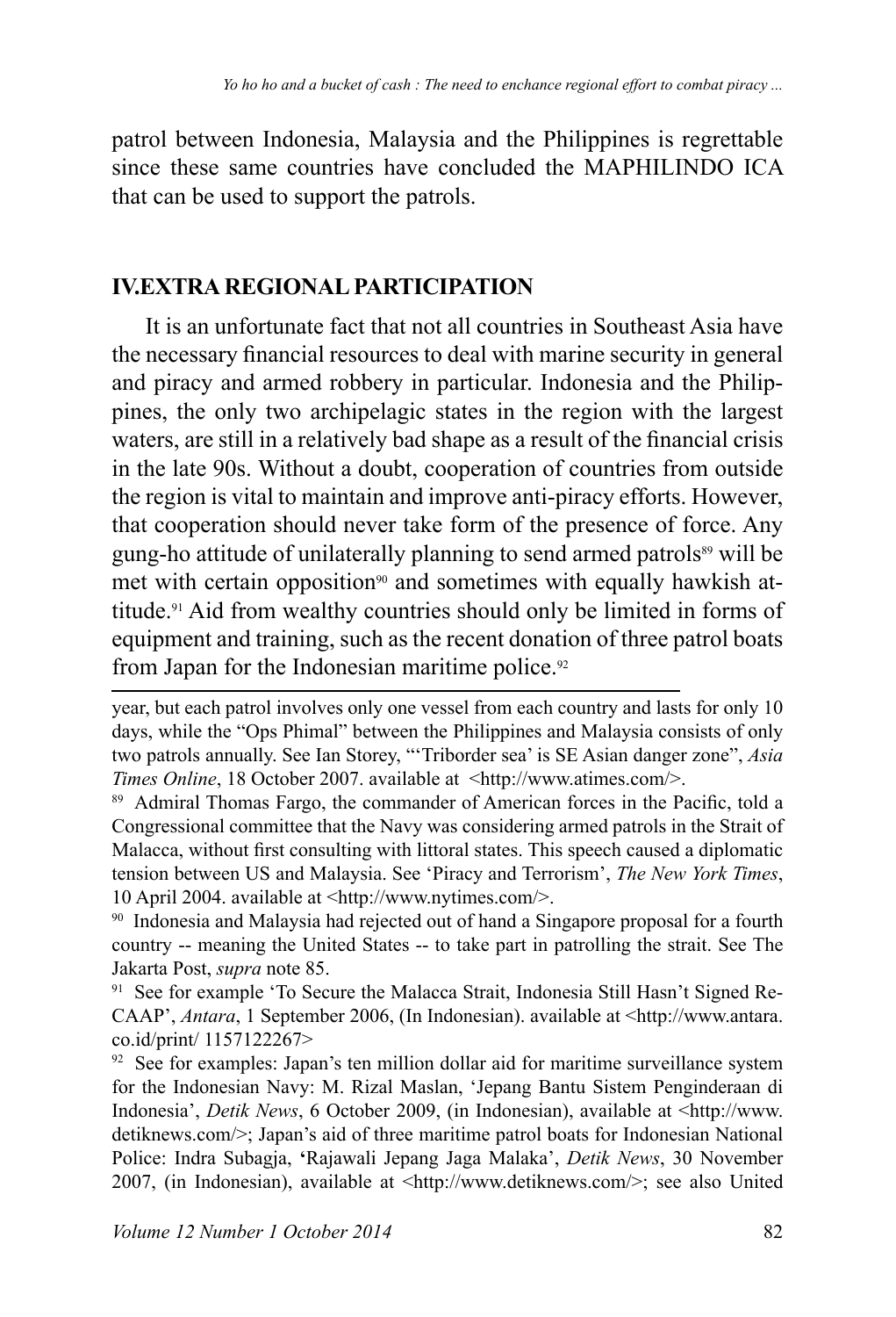patrol between Indonesia, Malaysia and the Philippines is regrettable since these same countries have concluded the MAPHILINDO ICA that can be used to support the patrols.

## IV.EXTRA REGIONAL PARTICIPATION

It is an unfortunate fact that not all countries in Southeast Asia have the necessary financial resources to deal with marine security in general and piracy and armed robbery in particular. Indonesia and the Philippines, the only two archipelagic states in the region with the largest waters, are still in a relatively bad shape as a result of the financial crisis in the late 90s. Without a doubt, cooperation of countries from outside the region is vital to maintain and improve anti-piracy efforts. However, that cooperation should never take form of the presence of force. Any gung-ho attitude of unilaterally planning to send armed patrols[89] will be met with certain opposition[90] and sometimes with equally hawkish attitude.[91] Aid from wealthy countries should only be limited in forms of equipment and training, such as the recent donation of three patrol boats from Japan for the Indonesian maritime police.[92]

---

year, but each patrol involves only one vessel from each country and lasts for only 10 days, while the "Ops Phimal" between the Philippines and Malaysia consists of only two patrols annually. See Ian Storey, "'Triborder sea' is SE Asian danger zone", *Asia Times Online*, 18 October 2007. available at <http://www.atimes.com/>.

[89] Admiral Thomas Fargo, the commander of American forces in the Pacific, told a Congressional committee that the Navy was considering armed patrols in the Strait of Malacca, without first consulting with littoral states. This speech caused a diplomatic tension between US and Malaysia. See 'Piracy and Terrorism', *The New York Times*, 10 April 2004. available at <http://www.nytimes.com/>.

[90] Indonesia and Malaysia had rejected out of hand a Singapore proposal for a fourth country -- meaning the United States -- to take part in patrolling the strait. See The Jakarta Post, *supra* note 85.

[91] See for example 'To Secure the Malacca Strait, Indonesia Still Hasn't Signed Re-CAAP', *Antara*, 1 September 2006, (In Indonesian). available at <http://www.antara.co.id/print/ 1157122267>

[92] See for examples: Japan's ten million dollar aid for maritime surveillance system for the Indonesian Navy: M. Rizal Maslan, 'Jepang Bantu Sistem Penginderaan di Indonesia', *Detik News*, 6 October 2009, (in Indonesian), available at <http://www.detiknews.com/>; Japan's aid of three maritime patrol boats for Indonesian National Police: Indra Subagja, **'**Rajawali Jepang Jaga Malaka', *Detik News*, 30 November 2007, (in Indonesian), available at <http://www.detiknews.com/>; see also United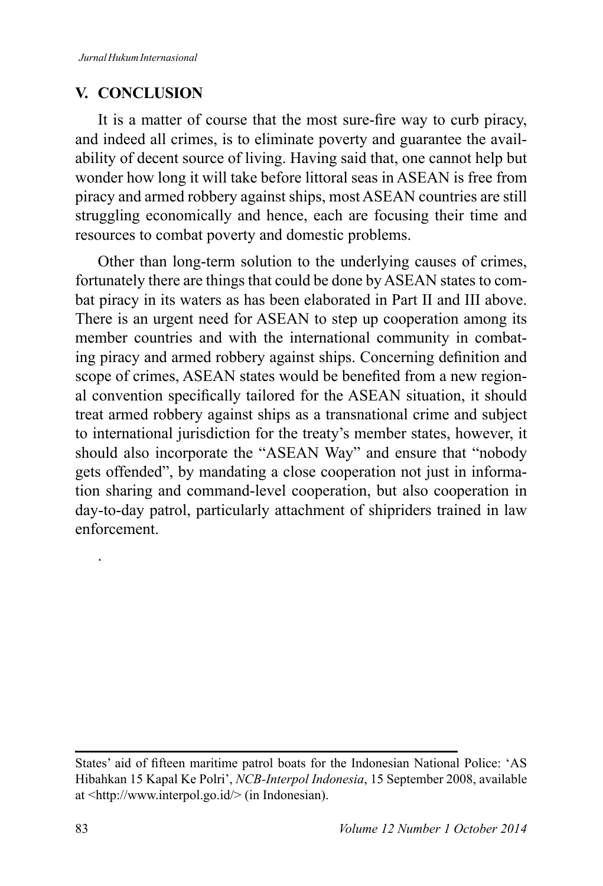## V. CONCLUSION

It is a matter of course that the most sure-fire way to curb piracy, and indeed all crimes, is to eliminate poverty and guarantee the availability of decent source of living. Having said that, one cannot help but wonder how long it will take before littoral seas in ASEAN is free from piracy and armed robbery against ships, most ASEAN countries are still struggling economically and hence, each are focusing their time and resources to combat poverty and domestic problems.

Other than long-term solution to the underlying causes of crimes, fortunately there are things that could be done by ASEAN states to combat piracy in its waters as has been elaborated in Part II and III above. There is an urgent need for ASEAN to step up cooperation among its member countries and with the international community in combating piracy and armed robbery against ships. Concerning definition and scope of crimes, ASEAN states would be benefited from a new regional convention specifically tailored for the ASEAN situation, it should treat armed robbery against ships as a transnational crime and subject to international jurisdiction for the treaty's member states, however, it should also incorporate the "ASEAN Way" and ensure that "nobody gets offended", by mandating a close cooperation not just in information sharing and command-level cooperation, but also cooperation in day-to-day patrol, particularly attachment of shipriders trained in law enforcement.

.

---

States' aid of fifteen maritime patrol boats for the Indonesian National Police: 'AS Hibahkan 15 Kapal Ke Polri', *NCB-Interpol Indonesia*, 15 September 2008, available at <http://www.interpol.go.id/> (in Indonesian).